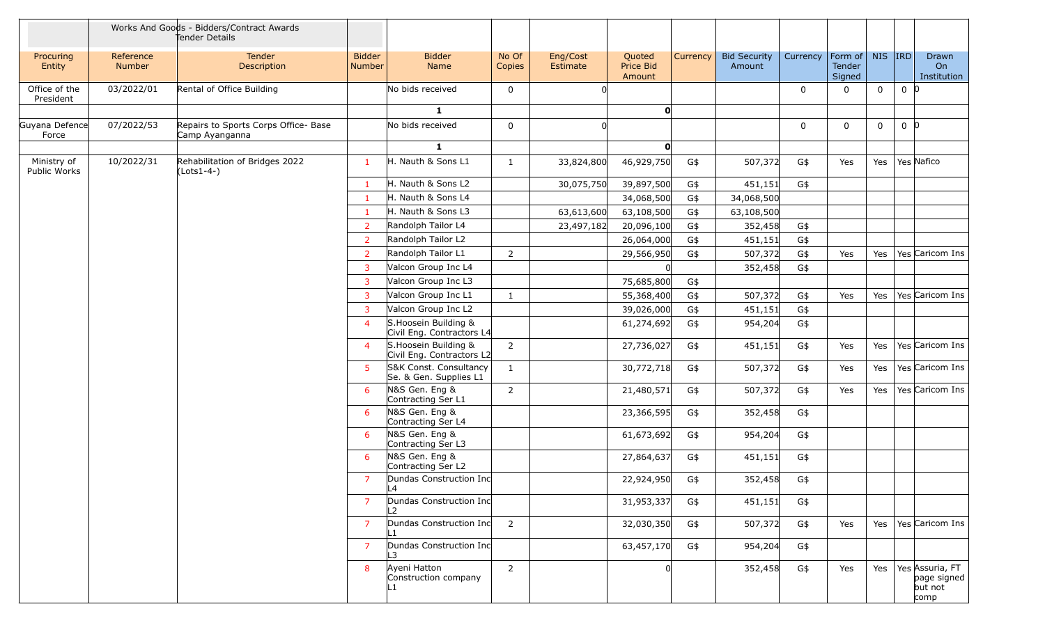| | Works And Goods - Bidders/Contract Awards Tender Details | | | | | | | | | | | | | |
|---|---|---|---|---|---|---|---|---|---|---|---|---|---|---|
| Procuring Entity | Reference Number | Tender Description | Bidder Number | Bidder Name | No Of Copies | Eng/Cost Estimate | Quoted Price Bid Amount | Currency | Bid Security Amount | Currency | Form of Tender Signed | NIS | IRD | Drawn On Institution |
| Office of the President | 03/2022/01 | Rental of Office Building | | No bids received | 0 | 0 | | | | 0 | 0 | 0 | 0 | 0 |
| | | | | **1** | | | **0** | | | | | | | |
| Guyana Defence Force | 07/2022/53 | Repairs to Sports Corps Office- Base Camp Ayanganna | | No bids received | 0 | 0 | | | | 0 | 0 | 0 | 0 | 0 |
| | | | | **1** | | | **0** | | | | | | | |
| Ministry of Public Works | 10/2022/31 | Rehabilitation of Bridges 2022 (Lots1-4-) | 1 | H. Nauth & Sons L1 | 1 | 33,824,800 | 46,929,750 | G$ | 507,372 | G$ | Yes | Yes | Yes | Nafico |
| | | | 1 | H. Nauth & Sons L2 | | 30,075,750 | 39,897,500 | G$ | 451,151 | G$ | | | | |
| | | | 1 | H. Nauth & Sons L4 | | | 34,068,500 | G$ | 34,068,500 | | | | | |
| | | | 1 | H. Nauth & Sons L3 | | 63,613,600 | 63,108,500 | G$ | 63,108,500 | | | | | |
| | | | 2 | Randolph Tailor L4 | | 23,497,182 | 20,096,100 | G$ | 352,458 | G$ | | | | |
| | | | 2 | Randolph Tailor L2 | | | 26,064,000 | G$ | 451,151 | G$ | | | | |
| | | | 2 | Randolph Tailor L1 | 2 | | 29,566,950 | G$ | 507,372 | G$ | Yes | Yes | Yes | Caricom Ins |
| | | | 3 | Valcon Group Inc L4 | | | 0 | | 352,458 | G$ | | | | |
| | | | 3 | Valcon Group Inc L3 | | | 75,685,800 | G$ | | | | | | |
| | | | 3 | Valcon Group Inc L1 | 1 | | 55,368,400 | G$ | 507,372 | G$ | Yes | Yes | Yes | Caricom Ins |
| | | | 3 | Valcon Group Inc L2 | | | 39,026,000 | G$ | 451,151 | G$ | | | | |
| | | | 4 | S.Hoosein Building & Civil Eng. Contractors L4 | | | 61,274,692 | G$ | 954,204 | G$ | | | | |
| | | | 4 | S.Hoosein Building & Civil Eng. Contractors L2 | 2 | | 27,736,027 | G$ | 451,151 | G$ | Yes | Yes | Yes | Caricom Ins |
| | | | 5 | S&K Const. Consultancy Se. & Gen. Supplies L1 | 1 | | 30,772,718 | G$ | 507,372 | G$ | Yes | Yes | Yes | Caricom Ins |
| | | | 6 | N&S Gen. Eng & Contracting Ser L1 | 2 | | 21,480,571 | G$ | 507,372 | G$ | Yes | Yes | Yes | Caricom Ins |
| | | | 6 | N&S Gen. Eng & Contracting Ser L4 | | | 23,366,595 | G$ | 352,458 | G$ | | | | |
| | | | 6 | N&S Gen. Eng & Contracting Ser L3 | | | 61,673,692 | G$ | 954,204 | G$ | | | | |
| | | | 6 | N&S Gen. Eng & Contracting Ser L2 | | | 27,864,637 | G$ | 451,151 | G$ | | | | |
| | | | 7 | Dundas Construction Inc L4 | | | 22,924,950 | G$ | 352,458 | G$ | | | | |
| | | | 7 | Dundas Construction Inc L2 | | | 31,953,337 | G$ | 451,151 | G$ | | | | |
| | | | 7 | Dundas Construction Inc L1 | 2 | | 32,030,350 | G$ | 507,372 | G$ | Yes | Yes | Yes | Caricom Ins |
| | | | 7 | Dundas Construction Inc L3 | | | 63,457,170 | G$ | 954,204 | G$ | | | | |
| | | | 8 | Ayeni Hatton Construction company L1 | 2 | | 0 | | 352,458 | G$ | Yes | Yes | Yes | Assuria, FT page signed but not comp |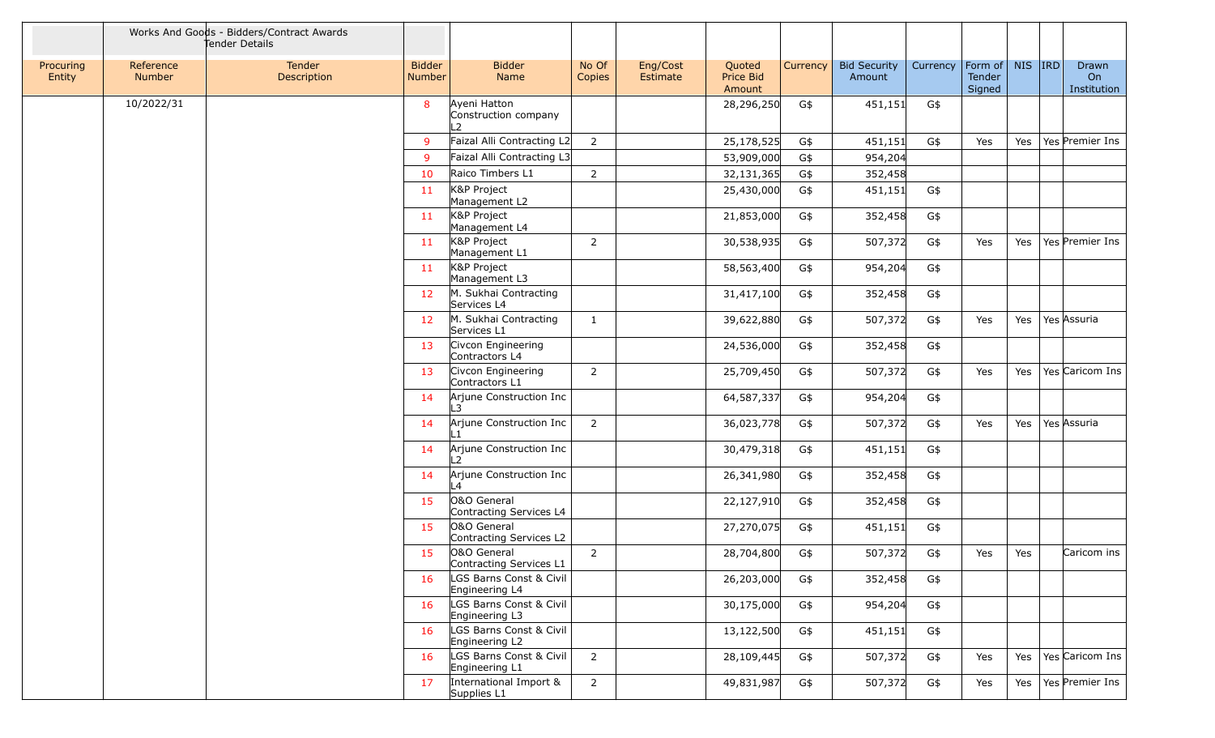| | Works And Goods - Bidders/Contract Awards Tender Details | | | | | | | | | | | | | |
|---|---|---|---|---|---|---|---|---|---|---|---|---|---|---|
| Procuring Entity | Reference Number | Tender Description | Bidder Number | Bidder Name | No Of Copies | Eng/Cost Estimate | Quoted Price Bid Amount | Currency | Bid Security Amount | Currency | Form of Tender Signed | NIS | IRD | Drawn On Institution |
| | 10/2022/31 | | 8 | Ayeni Hatton Construction company L2 | | | 28,296,250 | G$ | 451,151 | G$ | | | | |
| | | | 9 | Faizal Alli Contracting L2 | 2 | | 25,178,525 | G$ | 451,151 | G$ | Yes | Yes | Yes | Premier Ins |
| | | | 9 | Faizal Alli Contracting L3 | | | 53,909,000 | G$ | 954,204 | | | | | |
| | | | 10 | Raico Timbers L1 | 2 | | 32,131,365 | G$ | 352,458 | | | | | |
| | | | 11 | K&P Project Management L2 | | | 25,430,000 | G$ | 451,151 | G$ | | | | |
| | | | 11 | K&P Project Management L4 | | | 21,853,000 | G$ | 352,458 | G$ | | | | |
| | | | 11 | K&P Project Management L1 | 2 | | 30,538,935 | G$ | 507,372 | G$ | Yes | Yes | Yes | Premier Ins |
| | | | 11 | K&P Project Management L3 | | | 58,563,400 | G$ | 954,204 | G$ | | | | |
| | | | 12 | M. Sukhai Contracting Services L4 | | | 31,417,100 | G$ | 352,458 | G$ | | | | |
| | | | 12 | M. Sukhai Contracting Services L1 | 1 | | 39,622,880 | G$ | 507,372 | G$ | Yes | Yes | Yes | Assuria |
| | | | 13 | Civcon Engineering Contractors L4 | | | 24,536,000 | G$ | 352,458 | G$ | | | | |
| | | | 13 | Civcon Engineering Contractors L1 | 2 | | 25,709,450 | G$ | 507,372 | G$ | Yes | Yes | Yes | Caricom Ins |
| | | | 14 | Arjune Construction Inc L3 | | | 64,587,337 | G$ | 954,204 | G$ | | | | |
| | | | 14 | Arjune Construction Inc L1 | 2 | | 36,023,778 | G$ | 507,372 | G$ | Yes | Yes | Yes | Assuria |
| | | | 14 | Arjune Construction Inc L2 | | | 30,479,318 | G$ | 451,151 | G$ | | | | |
| | | | 14 | Arjune Construction Inc L4 | | | 26,341,980 | G$ | 352,458 | G$ | | | | |
| | | | 15 | O&O General Contracting Services L4 | | | 22,127,910 | G$ | 352,458 | G$ | | | | |
| | | | 15 | O&O General Contracting Services L2 | | | 27,270,075 | G$ | 451,151 | G$ | | | | |
| | | | 15 | O&O General Contracting Services L1 | 2 | | 28,704,800 | G$ | 507,372 | G$ | Yes | Yes | | Caricom ins |
| | | | 16 | LGS Barns Const & Civil Engineering L4 | | | 26,203,000 | G$ | 352,458 | G$ | | | | |
| | | | 16 | LGS Barns Const & Civil Engineering L3 | | | 30,175,000 | G$ | 954,204 | G$ | | | | |
| | | | 16 | LGS Barns Const & Civil Engineering L2 | | | 13,122,500 | G$ | 451,151 | G$ | | | | |
| | | | 16 | LGS Barns Const & Civil Engineering L1 | 2 | | 28,109,445 | G$ | 507,372 | G$ | Yes | Yes | Yes | Caricom Ins |
| | | | 17 | International Import & Supplies L1 | 2 | | 49,831,987 | G$ | 507,372 | G$ | Yes | Yes | Yes | Premier Ins |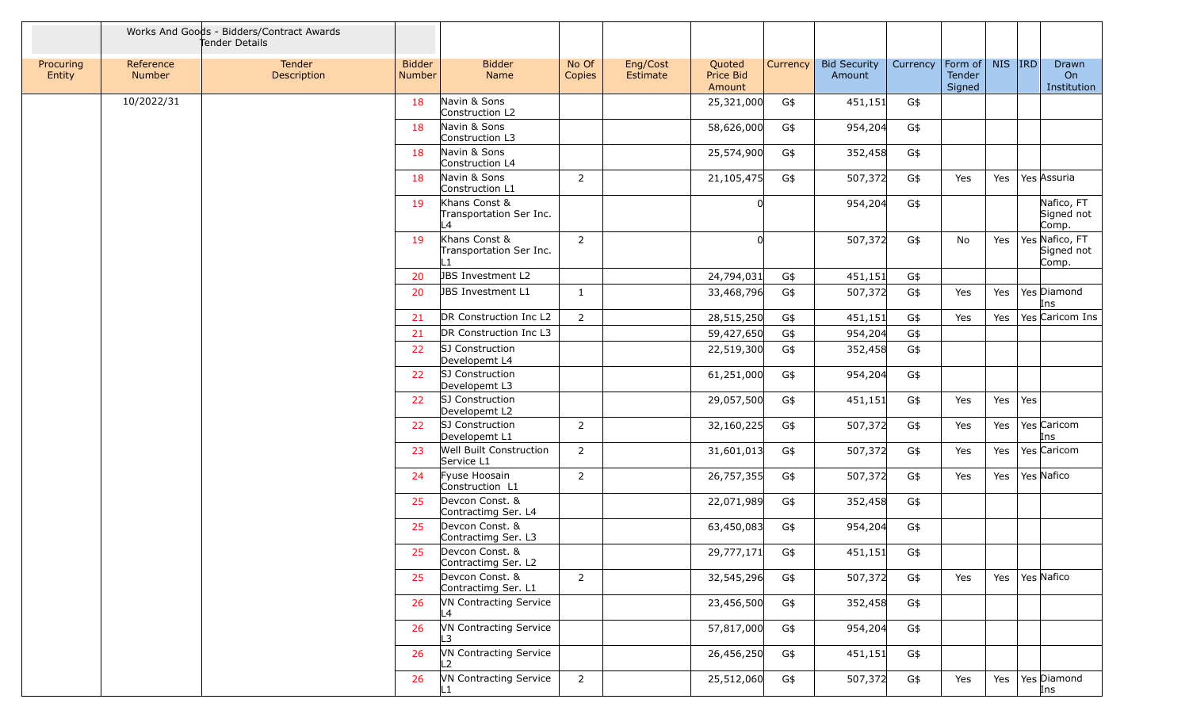| | Works And Goods - Bidders/Contract Awards Tender Details | | | | | | | | | | | | | |
|---|---|---|---|---|---|---|---|---|---|---|---|---|---|---|
| Procuring Entity | Reference Number | Tender Description | Bidder Number | Bidder Name | No Of Copies | Eng/Cost Estimate | Quoted Price Bid Amount | Currency | Bid Security Amount | Currency | Form of Tender Signed | NIS | IRD | Drawn On Institution |
| | 10/2022/31 | | 18 | Navin & Sons Construction L2 | | | 25,321,000 | G$ | 451,151 | G$ | | | | |
| | | | 18 | Navin & Sons Construction L3 | | | 58,626,000 | G$ | 954,204 | G$ | | | | |
| | | | 18 | Navin & Sons Construction L4 | | | 25,574,900 | G$ | 352,458 | G$ | | | | |
| | | | 18 | Navin & Sons Construction L1 | 2 | | 21,105,475 | G$ | 507,372 | G$ | Yes | Yes | Yes | Assuria |
| | | | 19 | Khans Const & Transportation Ser Inc. L4 | | | 0 | | 954,204 | G$ | | | | Nafico, FT Signed not Comp. |
| | | | 19 | Khans Const & Transportation Ser Inc. L1 | 2 | | 0 | | 507,372 | G$ | No | Yes | Yes | Nafico, FT Signed not Comp. |
| | | | 20 | JBS Investment L2 | | | 24,794,031 | G$ | 451,151 | G$ | | | | |
| | | | 20 | JBS Investment L1 | 1 | | 33,468,796 | G$ | 507,372 | G$ | Yes | Yes | Yes | Diamond Ins |
| | | | 21 | DR Construction Inc L2 | 2 | | 28,515,250 | G$ | 451,151 | G$ | Yes | Yes | Yes | Caricom Ins |
| | | | 21 | DR Construction Inc L3 | | | 59,427,650 | G$ | 954,204 | G$ | | | | |
| | | | 22 | SJ Construction Developemt L4 | | | 22,519,300 | G$ | 352,458 | G$ | | | | |
| | | | 22 | SJ Construction Developemt L3 | | | 61,251,000 | G$ | 954,204 | G$ | | | | |
| | | | 22 | SJ Construction Developemt L2 | | | 29,057,500 | G$ | 451,151 | G$ | Yes | Yes | Yes | |
| | | | 22 | SJ Construction Developemt L1 | 2 | | 32,160,225 | G$ | 507,372 | G$ | Yes | Yes | Yes | Caricom Ins |
| | | | 23 | Well Built Construction Service L1 | 2 | | 31,601,013 | G$ | 507,372 | G$ | Yes | Yes | Yes | Caricom |
| | | | 24 | Fyuse Hoosain Construction L1 | 2 | | 26,757,355 | G$ | 507,372 | G$ | Yes | Yes | Yes | Nafico |
| | | | 25 | Devcon Const. & Contractimg Ser. L4 | | | 22,071,989 | G$ | 352,458 | G$ | | | | |
| | | | 25 | Devcon Const. & Contractimg Ser. L3 | | | 63,450,083 | G$ | 954,204 | G$ | | | | |
| | | | 25 | Devcon Const. & Contractimg Ser. L2 | | | 29,777,171 | G$ | 451,151 | G$ | | | | |
| | | | 25 | Devcon Const. & Contractimg Ser. L1 | 2 | | 32,545,296 | G$ | 507,372 | G$ | Yes | Yes | Yes | Nafico |
| | | | 26 | VN Contracting Service L4 | | | 23,456,500 | G$ | 352,458 | G$ | | | | |
| | | | 26 | VN Contracting Service L3 | | | 57,817,000 | G$ | 954,204 | G$ | | | | |
| | | | 26 | VN Contracting Service L2 | | | 26,456,250 | G$ | 451,151 | G$ | | | | |
| | | | 26 | VN Contracting Service L1 | 2 | | 25,512,060 | G$ | 507,372 | G$ | Yes | Yes | Yes | Diamond Ins |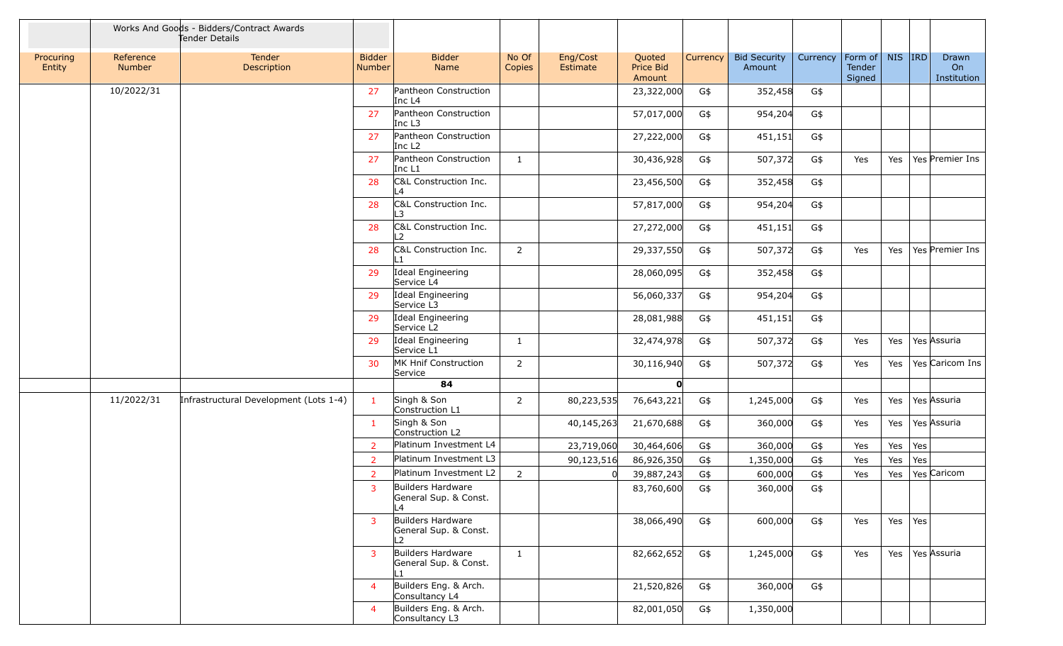| | Works And Goods - Bidders/Contract Awards Tender Details | | | | | | | | | | | | | |
|---|---|---|---|---|---|---|---|---|---|---|---|---|---|---|
| Procuring Entity | Reference Number | Tender Description | Bidder Number | Bidder Name | No Of Copies | Eng/Cost Estimate | Quoted Price Bid Amount | Currency | Bid Security Amount | Currency | Form of Tender Signed | NIS | IRD | Drawn On Institution |
| | 10/2022/31 | | 27 | Pantheon Construction Inc L4 | | | 23,322,000 | G$ | 352,458 | G$ | | | | |
| | | | 27 | Pantheon Construction Inc L3 | | | 57,017,000 | G$ | 954,204 | G$ | | | | |
| | | | 27 | Pantheon Construction Inc L2 | | | 27,222,000 | G$ | 451,151 | G$ | | | | |
| | | | 27 | Pantheon Construction Inc L1 | 1 | | 30,436,928 | G$ | 507,372 | G$ | Yes | Yes | Yes | Premier Ins |
| | | | 28 | C&L Construction Inc. L4 | | | 23,456,500 | G$ | 352,458 | G$ | | | | |
| | | | 28 | C&L Construction Inc. L3 | | | 57,817,000 | G$ | 954,204 | G$ | | | | |
| | | | 28 | C&L Construction Inc. L2 | | | 27,272,000 | G$ | 451,151 | G$ | | | | |
| | | | 28 | C&L Construction Inc. L1 | 2 | | 29,337,550 | G$ | 507,372 | G$ | Yes | Yes | Yes | Premier Ins |
| | | | 29 | Ideal Engineering Service L4 | | | 28,060,095 | G$ | 352,458 | G$ | | | | |
| | | | 29 | Ideal Engineering Service L3 | | | 56,060,337 | G$ | 954,204 | G$ | | | | |
| | | | 29 | Ideal Engineering Service L2 | | | 28,081,988 | G$ | 451,151 | G$ | | | | |
| | | | 29 | Ideal Engineering Service L1 | 1 | | 32,474,978 | G$ | 507,372 | G$ | Yes | Yes | Yes | Assuria |
| | | | 30 | MK Hnif Construction Service | 2 | | 30,116,940 | G$ | 507,372 | G$ | Yes | Yes | Yes | Caricom Ins |
| | | | | **84** | | | **0** | | | | | | | |
| | 11/2022/31 | Infrastructural Development (Lots 1-4) | 1 | Singh & Son Construction L1 | 2 | 80,223,535 | 76,643,221 | G$ | 1,245,000 | G$ | Yes | Yes | Yes | Assuria |
| | | | 1 | Singh & Son Construction L2 | | 40,145,263 | 21,670,688 | G$ | 360,000 | G$ | Yes | Yes | Yes | Assuria |
| | | | 2 | Platinum Investment L4 | | 23,719,060 | 30,464,606 | G$ | 360,000 | G$ | Yes | Yes | Yes | |
| | | | 2 | Platinum Investment L3 | | 90,123,516 | 86,926,350 | G$ | 1,350,000 | G$ | Yes | Yes | Yes | |
| | | | 2 | Platinum Investment L2 | 2 | 0 | 39,887,243 | G$ | 600,000 | G$ | Yes | Yes | Yes | Caricom |
| | | | 3 | Builders Hardware General Sup. & Const. L4 | | | 83,760,600 | G$ | 360,000 | G$ | | | | |
| | | | 3 | Builders Hardware General Sup. & Const. L2 | | | 38,066,490 | G$ | 600,000 | G$ | Yes | Yes | Yes | |
| | | | 3 | Builders Hardware General Sup. & Const. L1 | 1 | | 82,662,652 | G$ | 1,245,000 | G$ | Yes | Yes | Yes | Assuria |
| | | | 4 | Builders Eng. & Arch. Consultancy L4 | | | 21,520,826 | G$ | 360,000 | G$ | | | | |
| | | | 4 | Builders Eng. & Arch. Consultancy L3 | | | 82,001,050 | G$ | 1,350,000 | | | | | |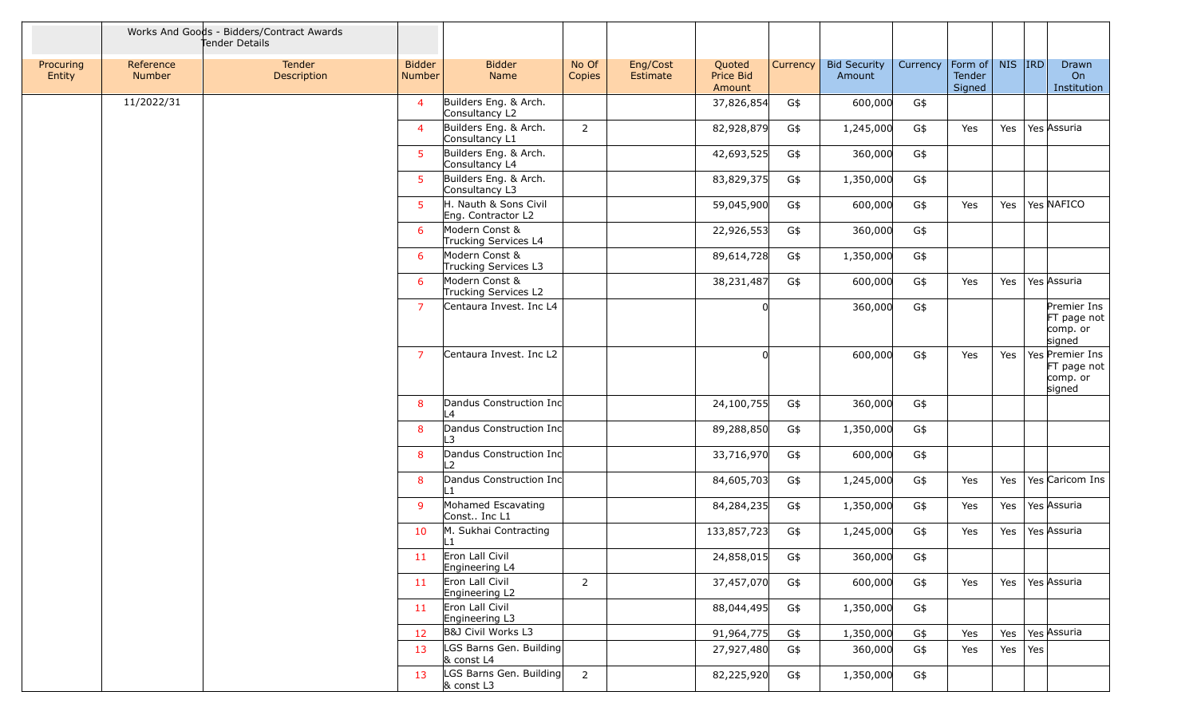| | Works And Goods - Bidders/Contract Awards Tender Details | | | | | | | | | | | | | |
|---|---|---|---|---|---|---|---|---|---|---|---|---|---|---|
| Procuring Entity | Reference Number | Tender Description | Bidder Number | Bidder Name | No Of Copies | Eng/Cost Estimate | Quoted Price Bid Amount | Currency | Bid Security Amount | Currency | Form of Tender Signed | NIS | IRD | Drawn On Institution |
| | 11/2022/31 | | 4 | Builders Eng. & Arch. Consultancy L2 | | | 37,826,854 | G$ | 600,000 | G$ | | | | |
| | | | 4 | Builders Eng. & Arch. Consultancy L1 | 2 | | 82,928,879 | G$ | 1,245,000 | G$ | Yes | Yes | Yes | Assuria |
| | | | 5 | Builders Eng. & Arch. Consultancy L4 | | | 42,693,525 | G$ | 360,000 | G$ | | | | |
| | | | 5 | Builders Eng. & Arch. Consultancy L3 | | | 83,829,375 | G$ | 1,350,000 | G$ | | | | |
| | | | 5 | H. Nauth & Sons Civil Eng. Contractor L2 | | | 59,045,900 | G$ | 600,000 | G$ | Yes | Yes | Yes | NAFICO |
| | | | 6 | Modern Const & Trucking Services L4 | | | 22,926,553 | G$ | 360,000 | G$ | | | | |
| | | | 6 | Modern Const & Trucking Services L3 | | | 89,614,728 | G$ | 1,350,000 | G$ | | | | |
| | | | 6 | Modern Const & Trucking Services L2 | | | 38,231,487 | G$ | 600,000 | G$ | Yes | Yes | Yes | Assuria |
| | | | 7 | Centaura Invest. Inc L4 | | | 0 | | 360,000 | G$ | | | | Premier Ins FT page not comp. or signed |
| | | | 7 | Centaura Invest. Inc L2 | | | 0 | | 600,000 | G$ | Yes | Yes | Yes | Premier Ins FT page not comp. or signed |
| | | | 8 | Dandus Construction Inc L4 | | | 24,100,755 | G$ | 360,000 | G$ | | | | |
| | | | 8 | Dandus Construction Inc L3 | | | 89,288,850 | G$ | 1,350,000 | G$ | | | | |
| | | | 8 | Dandus Construction Inc L2 | | | 33,716,970 | G$ | 600,000 | G$ | | | | |
| | | | 8 | Dandus Construction Inc L1 | | | 84,605,703 | G$ | 1,245,000 | G$ | Yes | Yes | Yes | Caricom Ins |
| | | | 9 | Mohamed Escavating Const.. Inc L1 | | | 84,284,235 | G$ | 1,350,000 | G$ | Yes | Yes | Yes | Assuria |
| | | | 10 | M. Sukhai Contracting L1 | | | 133,857,723 | G$ | 1,245,000 | G$ | Yes | Yes | Yes | Assuria |
| | | | 11 | Eron Lall Civil Engineering L4 | | | 24,858,015 | G$ | 360,000 | G$ | | | | |
| | | | 11 | Eron Lall Civil Engineering L2 | 2 | | 37,457,070 | G$ | 600,000 | G$ | Yes | Yes | Yes | Assuria |
| | | | 11 | Eron Lall Civil Engineering L3 | | | 88,044,495 | G$ | 1,350,000 | G$ | | | | |
| | | | 12 | B&J Civil Works L3 | | | 91,964,775 | G$ | 1,350,000 | G$ | Yes | Yes | Yes | Assuria |
| | | | 13 | LGS Barns Gen. Building & const L4 | | | 27,927,480 | G$ | 360,000 | G$ | Yes | Yes | Yes | |
| | | | 13 | LGS Barns Gen. Building & const L3 | 2 | | 82,225,920 | G$ | 1,350,000 | G$ | | | | |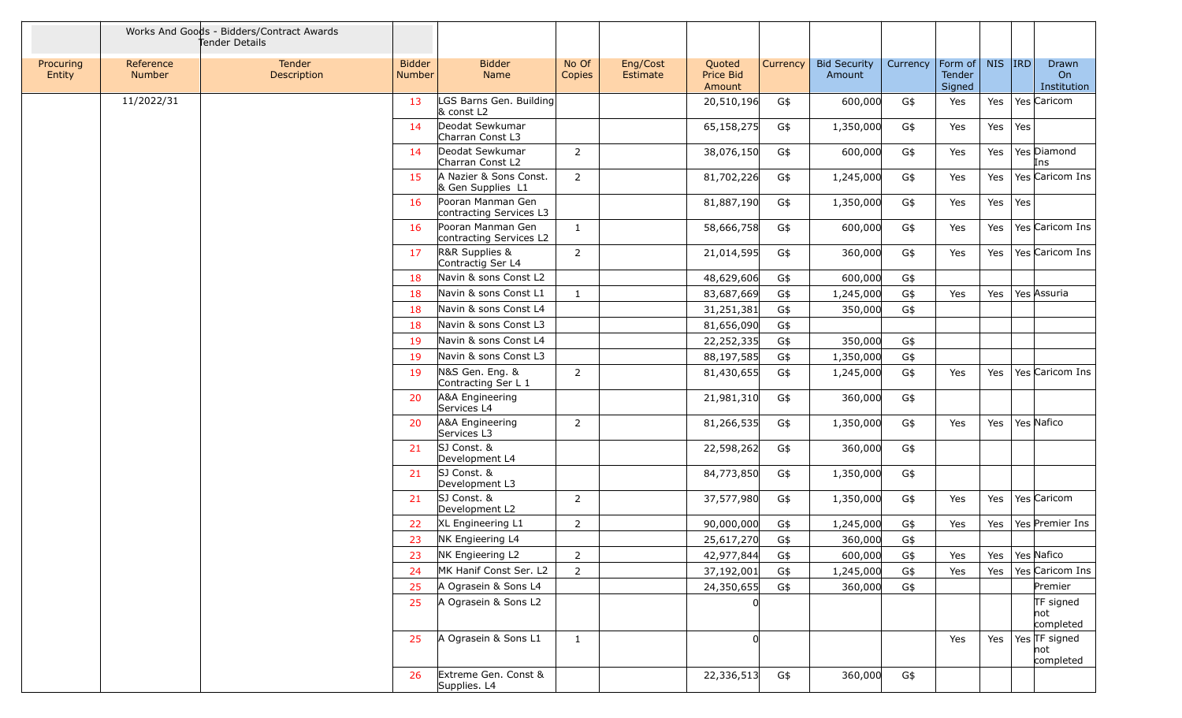| | Works And Goods - Bidders/Contract Awards Tender Details | | | | | | | | | | | | | |
|---|---|---|---|---|---|---|---|---|---|---|---|---|---|---|
| Procuring Entity | Reference Number | Tender Description | Bidder Number | Bidder Name | No Of Copies | Eng/Cost Estimate | Quoted Price Bid Amount | Currency | Bid Security Amount | Currency | Form of Tender Signed | NIS | IRD | Drawn On Institution |
| | 11/2022/31 | | 13 | LGS Barns Gen. Building & const L2 | | | 20,510,196 | G$ | 600,000 | G$ | Yes | Yes | Yes | Caricom |
| | | | 14 | Deodat Sewkumar Charran Const L3 | | | 65,158,275 | G$ | 1,350,000 | G$ | Yes | Yes | Yes | |
| | | | 14 | Deodat Sewkumar Charran Const L2 | 2 | | 38,076,150 | G$ | 600,000 | G$ | Yes | Yes | Yes | Diamond Ins |
| | | | 15 | A Nazier & Sons Const. & Gen Supplies L1 | 2 | | 81,702,226 | G$ | 1,245,000 | G$ | Yes | Yes | Yes | Caricom Ins |
| | | | 16 | Pooran Manman Gen contracting Services L3 | | | 81,887,190 | G$ | 1,350,000 | G$ | Yes | Yes | Yes | |
| | | | 16 | Pooran Manman Gen contracting Services L2 | 1 | | 58,666,758 | G$ | 600,000 | G$ | Yes | Yes | Yes | Caricom Ins |
| | | | 17 | R&R Supplies & Contractig Ser L4 | 2 | | 21,014,595 | G$ | 360,000 | G$ | Yes | Yes | Yes | Caricom Ins |
| | | | 18 | Navin & sons Const L2 | | | 48,629,606 | G$ | 600,000 | G$ | | | | |
| | | | 18 | Navin & sons Const L1 | 1 | | 83,687,669 | G$ | 1,245,000 | G$ | Yes | Yes | Yes | Assuria |
| | | | 18 | Navin & sons Const L4 | | | 31,251,381 | G$ | 350,000 | G$ | | | | |
| | | | 18 | Navin & sons Const L3 | | | 81,656,090 | G$ | | | | | | |
| | | | 19 | Navin & sons Const L4 | | | 22,252,335 | G$ | 350,000 | G$ | | | | |
| | | | 19 | Navin & sons Const L3 | | | 88,197,585 | G$ | 1,350,000 | G$ | | | | |
| | | | 19 | N&S Gen. Eng. & Contracting Ser L 1 | 2 | | 81,430,655 | G$ | 1,245,000 | G$ | Yes | Yes | Yes | Caricom Ins |
| | | | 20 | A&A Engineering Services L4 | | | 21,981,310 | G$ | 360,000 | G$ | | | | |
| | | | 20 | A&A Engineering Services L3 | 2 | | 81,266,535 | G$ | 1,350,000 | G$ | Yes | Yes | Yes | Nafico |
| | | | 21 | SJ Const. & Development L4 | | | 22,598,262 | G$ | 360,000 | G$ | | | | |
| | | | 21 | SJ Const. & Development L3 | | | 84,773,850 | G$ | 1,350,000 | G$ | | | | |
| | | | 21 | SJ Const. & Development L2 | 2 | | 37,577,980 | G$ | 1,350,000 | G$ | Yes | Yes | Yes | Caricom |
| | | | 22 | XL Engineering L1 | 2 | | 90,000,000 | G$ | 1,245,000 | G$ | Yes | Yes | Yes | Premier Ins |
| | | | 23 | NK Engieering L4 | | | 25,617,270 | G$ | 360,000 | G$ | | | | |
| | | | 23 | NK Engieering L2 | 2 | | 42,977,844 | G$ | 600,000 | G$ | Yes | Yes | Yes | Nafico |
| | | | 24 | MK Hanif Const Ser. L2 | 2 | | 37,192,001 | G$ | 1,245,000 | G$ | Yes | Yes | Yes | Caricom Ins |
| | | | 25 | A Ograsein & Sons L4 | | | 24,350,655 | G$ | 360,000 | G$ | | | | Premier |
| | | | 25 | A Ograsein & Sons L2 | | | 0 | | | | | | | TF signed not completed |
| | | | 25 | A Ograsein & Sons L1 | 1 | | 0 | | | | Yes | Yes | Yes | TF signed not completed |
| | | | 26 | Extreme Gen. Const & Supplies. L4 | | | 22,336,513 | G$ | 360,000 | G$ | | | | |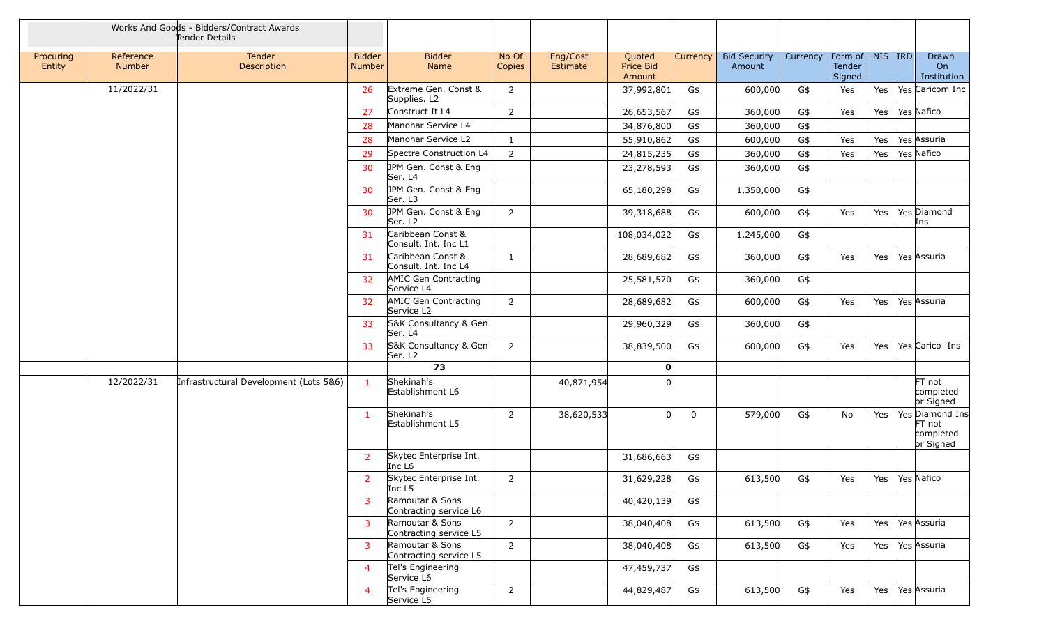| | Works And Goods - Bidders/Contract Awards Tender Details | | | | | | | | | | | | | | |
|---|---|---|---|---|---|---|---|---|---|---|---|---|---|---|---|
| Procuring Entity | Reference Number | Tender Description | Bidder Number | Bidder Name | No Of Copies | Eng/Cost Estimate | Quoted Price Bid Amount | Currency | Bid Security Amount | Currency | Form of Tender Signed | NIS | IRD | Drawn On Institution |
| | 11/2022/31 | | 26 | Extreme Gen. Const & Supplies. L2 | 2 | | 37,992,801 | G$ | 600,000 | G$ | Yes | Yes | Yes | Caricom Inc |
| | | | 27 | Construct It L4 | 2 | | 26,653,567 | G$ | 360,000 | G$ | Yes | Yes | Yes | Nafico |
| | | | 28 | Manohar Service L4 | | | 34,876,800 | G$ | 360,000 | G$ | | | | |
| | | | 28 | Manohar Service L2 | 1 | | 55,910,862 | G$ | 600,000 | G$ | Yes | Yes | Yes | Assuria |
| | | | 29 | Spectre Construction L4 | 2 | | 24,815,235 | G$ | 360,000 | G$ | Yes | Yes | Yes | Nafico |
| | | | 30 | JPM Gen. Const & Eng Ser. L4 | | | 23,278,593 | G$ | 360,000 | G$ | | | | |
| | | | 30 | JPM Gen. Const & Eng Ser. L3 | | | 65,180,298 | G$ | 1,350,000 | G$ | | | | |
| | | | 30 | JPM Gen. Const & Eng Ser. L2 | 2 | | 39,318,688 | G$ | 600,000 | G$ | Yes | Yes | Yes | Diamond Ins |
| | | | 31 | Caribbean Const & Consult. Int. Inc L1 | | | 108,034,022 | G$ | 1,245,000 | G$ | | | | |
| | | | 31 | Caribbean Const & Consult. Int. Inc L4 | 1 | | 28,689,682 | G$ | 360,000 | G$ | Yes | Yes | Yes | Assuria |
| | | | 32 | AMIC Gen Contracting Service L4 | | | 25,581,570 | G$ | 360,000 | G$ | | | | |
| | | | 32 | AMIC Gen Contracting Service L2 | 2 | | 28,689,682 | G$ | 600,000 | G$ | Yes | Yes | Yes | Assuria |
| | | | 33 | S&K Consultancy & Gen Ser. L4 | | | 29,960,329 | G$ | 360,000 | G$ | | | | |
| | | | 33 | S&K Consultancy & Gen Ser. L2 | 2 | | 38,839,500 | G$ | 600,000 | G$ | Yes | Yes | Yes | Carico Ins |
| | | | | **73** | | | **0** | | | | | | | |
| | 12/2022/31 | Infrastructural Development (Lots 5&6) | 1 | Shekinah's Establishment L6 | | 40,871,954 | 0 | | | | | | | FT not completed or Signed |
| | | | 1 | Shekinah's Establishment L5 | 2 | 38,620,533 | 0 | 0 | 579,000 | G$ | No | Yes | Yes | Diamond Ins FT not completed or Signed |
| | | | 2 | Skytec Enterprise Int. Inc L6 | | | 31,686,663 | G$ | | | | | | |
| | | | 2 | Skytec Enterprise Int. Inc L5 | 2 | | 31,629,228 | G$ | 613,500 | G$ | Yes | Yes | Yes | Nafico |
| | | | 3 | Ramoutar & Sons Contracting service L6 | | | 40,420,139 | G$ | | | | | | |
| | | | 3 | Ramoutar & Sons Contracting service L5 | 2 | | 38,040,408 | G$ | 613,500 | G$ | Yes | Yes | Yes | Assuria |
| | | | 3 | Ramoutar & Sons Contracting service L5 | 2 | | 38,040,408 | G$ | 613,500 | G$ | Yes | Yes | Yes | Assuria |
| | | | 4 | Tel's Engineering Service L6 | | | 47,459,737 | G$ | | | | | | |
| | | | 4 | Tel's Engineering Service L5 | 2 | | 44,829,487 | G$ | 613,500 | G$ | Yes | Yes | Yes | Assuria |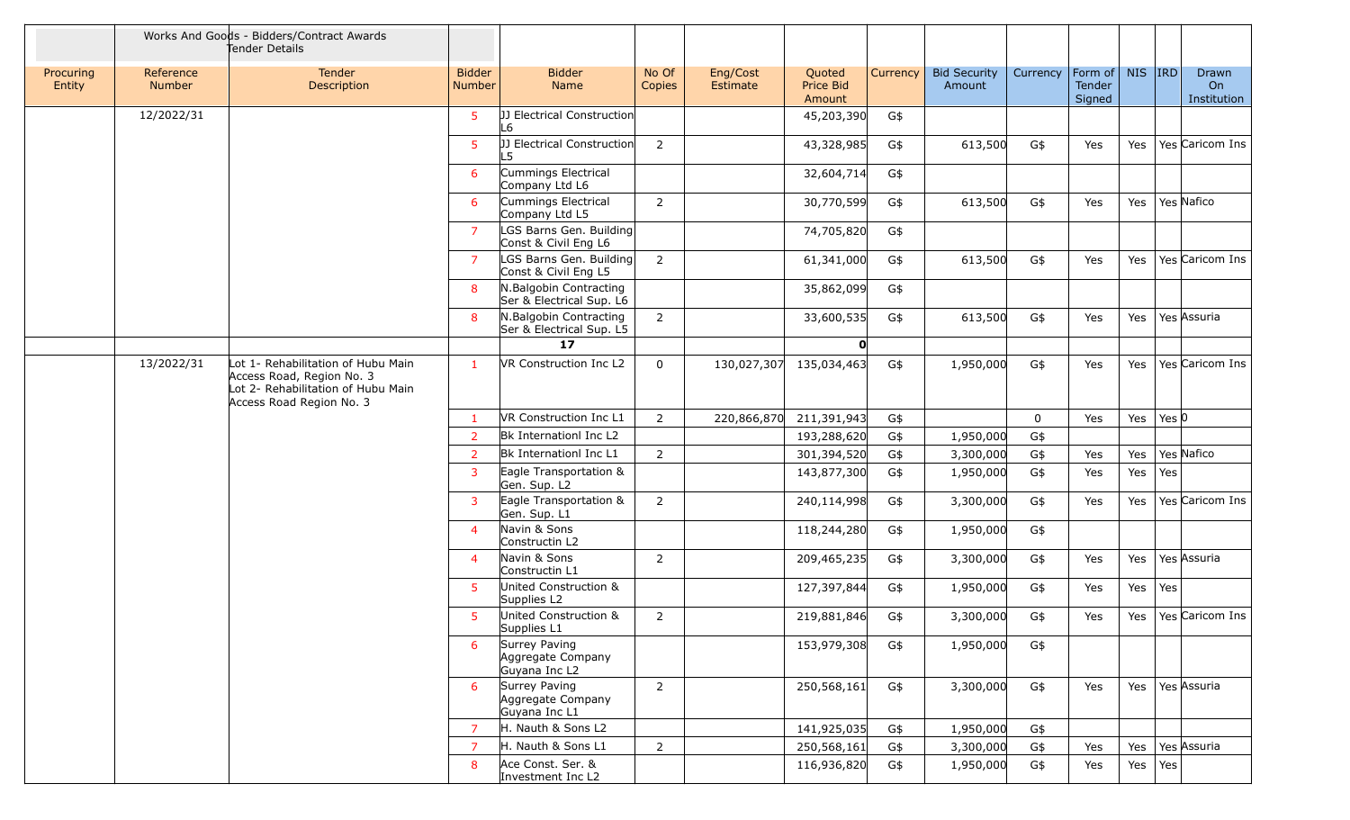| | Works And Goods - Bidders/Contract Awards Tender Details | | | | | | | | | | | | | |
|---|---|---|---|---|---|---|---|---|---|---|---|---|---|---|
| Procuring Entity | Reference Number | Tender Description | Bidder Number | Bidder Name | No Of Copies | Eng/Cost Estimate | Quoted Price Bid Amount | Currency | Bid Security Amount | Currency | Form of Tender Signed | NIS | IRD | Drawn On Institution |
| | 12/2022/31 | | 5 | JJ Electrical Construction L6 | | | 45,203,390 | G$ | | | | | | |
| | | | 5 | JJ Electrical Construction L5 | 2 | | 43,328,985 | G$ | 613,500 | G$ | Yes | Yes | Yes | Caricom Ins |
| | | | 6 | Cummings Electrical Company Ltd L6 | | | 32,604,714 | G$ | | | | | | |
| | | | 6 | Cummings Electrical Company Ltd L5 | 2 | | 30,770,599 | G$ | 613,500 | G$ | Yes | Yes | Yes | Nafico |
| | | | 7 | LGS Barns Gen. Building Const & Civil Eng L6 | | | 74,705,820 | G$ | | | | | | |
| | | | 7 | LGS Barns Gen. Building Const & Civil Eng L5 | 2 | | 61,341,000 | G$ | 613,500 | G$ | Yes | Yes | Yes | Caricom Ins |
| | | | 8 | N.Balgobin Contracting Ser & Electrical Sup. L6 | | | 35,862,099 | G$ | | | | | | |
| | | | 8 | N.Balgobin Contracting Ser & Electrical Sup. L5 | 2 | | 33,600,535 | G$ | 613,500 | G$ | Yes | Yes | Yes | Assuria |
| | | | | 17 | | | 0 | | | | | | | |
| | 13/2022/31 | Lot 1- Rehabilitation of Hubu Main Access Road, Region No. 3 Lot 2- Rehabilitation of Hubu Main Access Road Region No. 3 | 1 | VR Construction Inc L2 | 0 | 130,027,307 | 135,034,463 | G$ | 1,950,000 | G$ | Yes | Yes | Yes | Caricom Ins |
| | | | 1 | VR Construction Inc L1 | 2 | 220,866,870 | 211,391,943 | G$ | | 0 | Yes | Yes | Yes | 0 |
| | | | 2 | Bk Internationl Inc L2 | | | 193,288,620 | G$ | 1,950,000 | G$ | | | | |
| | | | 2 | Bk Internationl Inc L1 | 2 | | 301,394,520 | G$ | 3,300,000 | G$ | Yes | Yes | Yes | Nafico |
| | | | 3 | Eagle Transportation & Gen. Sup. L2 | | | 143,877,300 | G$ | 1,950,000 | G$ | Yes | Yes | Yes | |
| | | | 3 | Eagle Transportation & Gen. Sup. L1 | 2 | | 240,114,998 | G$ | 3,300,000 | G$ | Yes | Yes | Yes | Caricom Ins |
| | | | 4 | Navin & Sons Constructin L2 | | | 118,244,280 | G$ | 1,950,000 | G$ | | | | |
| | | | 4 | Navin & Sons Constructin L1 | 2 | | 209,465,235 | G$ | 3,300,000 | G$ | Yes | Yes | Yes | Assuria |
| | | | 5 | United Construction & Supplies L2 | | | 127,397,844 | G$ | 1,950,000 | G$ | Yes | Yes | Yes | |
| | | | 5 | United Construction & Supplies L1 | 2 | | 219,881,846 | G$ | 3,300,000 | G$ | Yes | Yes | Yes | Caricom Ins |
| | | | 6 | Surrey Paving Aggregate Company Guyana Inc L2 | | | 153,979,308 | G$ | 1,950,000 | G$ | | | | |
| | | | 6 | Surrey Paving Aggregate Company Guyana Inc L1 | 2 | | 250,568,161 | G$ | 3,300,000 | G$ | Yes | Yes | Yes | Assuria |
| | | | 7 | H. Nauth & Sons L2 | | | 141,925,035 | G$ | 1,950,000 | G$ | | | | |
| | | | 7 | H. Nauth & Sons L1 | 2 | | 250,568,161 | G$ | 3,300,000 | G$ | Yes | Yes | Yes | Assuria |
| | | | 8 | Ace Const. Ser. & Investment Inc L2 | | | 116,936,820 | G$ | 1,950,000 | G$ | Yes | Yes | Yes | |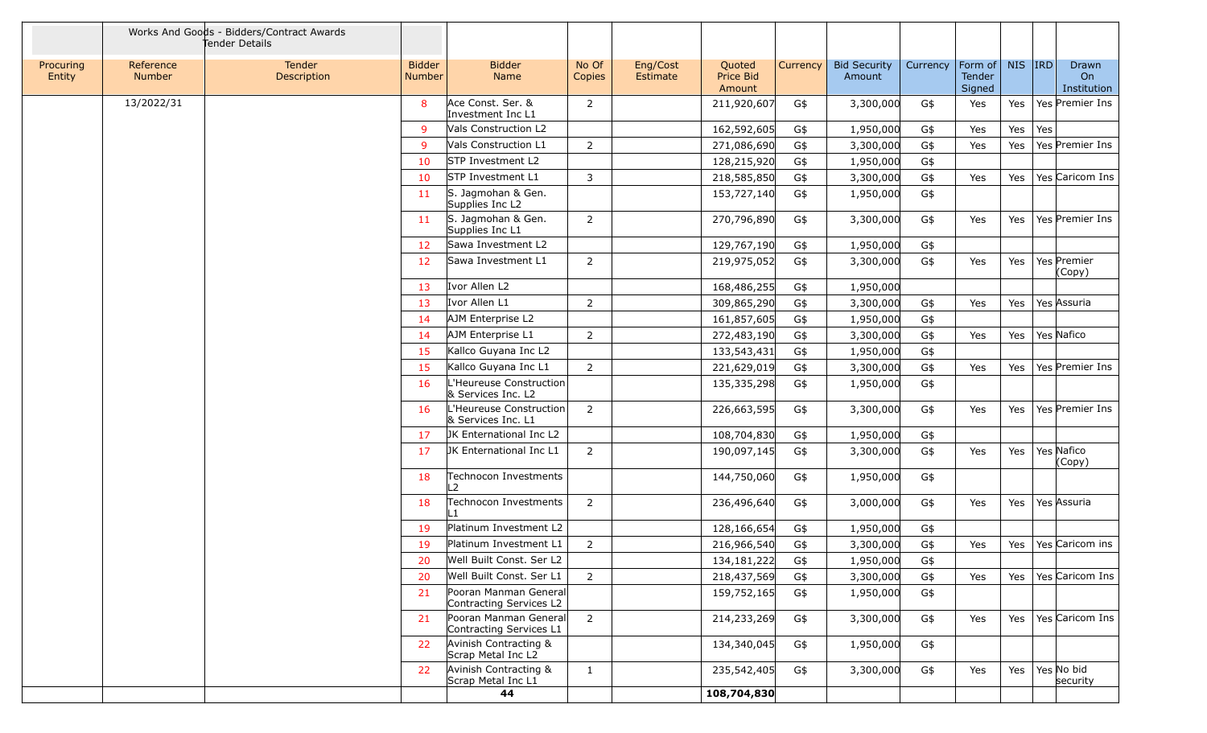| | Works And Goods - Bidders/Contract Awards Tender Details | | | | | | | | | | | | | | |
|---|---|---|---|---|---|---|---|---|---|---|---|---|---|---|---|
| Procuring Entity | Reference Number | Tender Description | Bidder Number | Bidder Name | No Of Copies | Eng/Cost Estimate | Quoted Price Bid Amount | Currency | Bid Security Amount | Currency | Form of Tender Signed | NIS | IRD | Drawn On Institution |
| | 13/2022/31 | | 8 | Ace Const. Ser. & Investment Inc L1 | 2 | | 211,920,607 | G$ | 3,300,000 | G$ | Yes | Yes | Yes | Premier Ins |
| | | | 9 | Vals Construction L2 | | | 162,592,605 | G$ | 1,950,000 | G$ | Yes | Yes | Yes | |
| | | | 9 | Vals Construction L1 | 2 | | 271,086,690 | G$ | 3,300,000 | G$ | Yes | Yes | Yes | Premier Ins |
| | | | 10 | STP Investment L2 | | | 128,215,920 | G$ | 1,950,000 | G$ | | | | |
| | | | 10 | STP Investment L1 | 3 | | 218,585,850 | G$ | 3,300,000 | G$ | Yes | Yes | Yes | Caricom Ins |
| | | | 11 | S. Jagmohan & Gen. Supplies Inc L2 | | | 153,727,140 | G$ | 1,950,000 | G$ | | | | |
| | | | 11 | S. Jagmohan & Gen. Supplies Inc L1 | 2 | | 270,796,890 | G$ | 3,300,000 | G$ | Yes | Yes | Yes | Premier Ins |
| | | | 12 | Sawa Investment L2 | | | 129,767,190 | G$ | 1,950,000 | G$ | | | | |
| | | | 12 | Sawa Investment L1 | 2 | | 219,975,052 | G$ | 3,300,000 | G$ | Yes | Yes | Yes | Premier (Copy) |
| | | | 13 | Ivor Allen L2 | | | 168,486,255 | G$ | 1,950,000 | | | | | |
| | | | 13 | Ivor Allen L1 | 2 | | 309,865,290 | G$ | 3,300,000 | G$ | Yes | Yes | Yes | Assuria |
| | | | 14 | AJM Enterprise L2 | | | 161,857,605 | G$ | 1,950,000 | G$ | | | | |
| | | | 14 | AJM Enterprise L1 | 2 | | 272,483,190 | G$ | 3,300,000 | G$ | Yes | Yes | Yes | Nafico |
| | | | 15 | Kallco Guyana Inc L2 | | | 133,543,431 | G$ | 1,950,000 | G$ | | | | |
| | | | 15 | Kallco Guyana Inc L1 | 2 | | 221,629,019 | G$ | 3,300,000 | G$ | Yes | Yes | Yes | Premier Ins |
| | | | 16 | L'Heureuse Construction & Services Inc. L2 | | | 135,335,298 | G$ | 1,950,000 | G$ | | | | |
| | | | 16 | L'Heureuse Construction & Services Inc. L1 | 2 | | 226,663,595 | G$ | 3,300,000 | G$ | Yes | Yes | Yes | Premier Ins |
| | | | 17 | JK Enternational Inc L2 | | | 108,704,830 | G$ | 1,950,000 | G$ | | | | |
| | | | 17 | JK Enternational Inc L1 | 2 | | 190,097,145 | G$ | 3,300,000 | G$ | Yes | Yes | Yes | Nafico (Copy) |
| | | | 18 | Technocon Investments L2 | | | 144,750,060 | G$ | 1,950,000 | G$ | | | | |
| | | | 18 | Technocon Investments L1 | 2 | | 236,496,640 | G$ | 3,000,000 | G$ | Yes | Yes | Yes | Assuria |
| | | | 19 | Platinum Investment L2 | | | 128,166,654 | G$ | 1,950,000 | G$ | | | | |
| | | | 19 | Platinum Investment L1 | 2 | | 216,966,540 | G$ | 3,300,000 | G$ | Yes | Yes | Yes | Caricom ins |
| | | | 20 | Well Built Const. Ser L2 | | | 134,181,222 | G$ | 1,950,000 | G$ | | | | |
| | | | 20 | Well Built Const. Ser L1 | 2 | | 218,437,569 | G$ | 3,300,000 | G$ | Yes | Yes | Yes | Caricom Ins |
| | | | 21 | Pooran Manman General Contracting Services L2 | | | 159,752,165 | G$ | 1,950,000 | G$ | | | | |
| | | | 21 | Pooran Manman General Contracting Services L1 | 2 | | 214,233,269 | G$ | 3,300,000 | G$ | Yes | Yes | Yes | Caricom Ins |
| | | | 22 | Avinish Contracting & Scrap Metal Inc L2 | | | 134,340,045 | G$ | 1,950,000 | G$ | | | | |
| | | | 22 | Avinish Contracting & Scrap Metal Inc L1 | 1 | | 235,542,405 | G$ | 3,300,000 | G$ | Yes | Yes | Yes | No bid security |
| | | | | **44** | | | **108,704,830** | | | | | | | |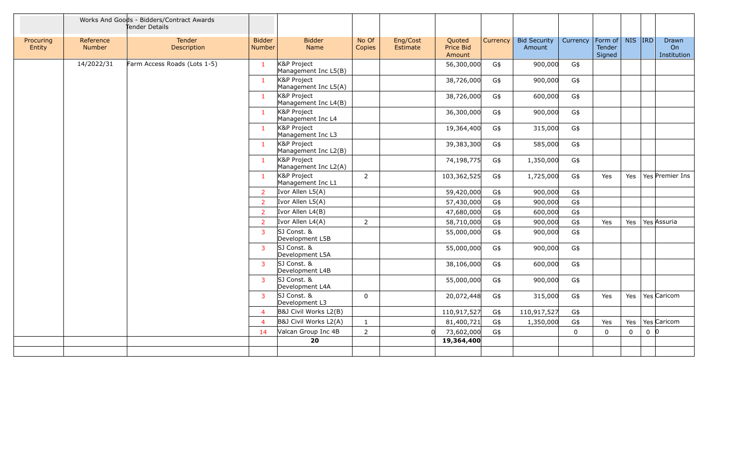| | Works And Goods - Bidders/Contract Awards Tender Details | | | | | | | | | | | | | |
|---|---|---|---|---|---|---|---|---|---|---|---|---|---|---|
| Procuring Entity | Reference Number | Tender Description | Bidder Number | Bidder Name | No Of Copies | Eng/Cost Estimate | Quoted Price Bid Amount | Currency | Bid Security Amount | Currency | Form of Tender Signed | NIS | IRD | Drawn On Institution |
| | 14/2022/31 | Farm Access Roads (Lots 1-5) | 1 | K&P Project Management Inc L5(B) | | | 56,300,000 | G$ | 900,000 | G$ | | | | |
| | | | 1 | K&P Project Management Inc L5(A) | | | 38,726,000 | G$ | 900,000 | G$ | | | | |
| | | | 1 | K&P Project Management Inc L4(B) | | | 38,726,000 | G$ | 600,000 | G$ | | | | |
| | | | 1 | K&P Project Management Inc L4 | | | 36,300,000 | G$ | 900,000 | G$ | | | | |
| | | | 1 | K&P Project Management Inc L3 | | | 19,364,400 | G$ | 315,000 | G$ | | | | |
| | | | 1 | K&P Project Management Inc L2(B) | | | 39,383,300 | G$ | 585,000 | G$ | | | | |
| | | | 1 | K&P Project Management Inc L2(A) | | | 74,198,775 | G$ | 1,350,000 | G$ | | | | |
| | | | 1 | K&P Project Management Inc L1 | 2 | | 103,362,525 | G$ | 1,725,000 | G$ | Yes | Yes | Yes | Premier Ins |
| | | | 2 | Ivor Allen L5(A) | | | 59,420,000 | G$ | 900,000 | G$ | | | | |
| | | | 2 | Ivor Allen L5(A) | | | 57,430,000 | G$ | 900,000 | G$ | | | | |
| | | | 2 | Ivor Allen L4(B) | | | 47,680,000 | G$ | 600,000 | G$ | | | | |
| | | | 2 | Ivor Allen L4(A) | 2 | | 58,710,000 | G$ | 900,000 | G$ | Yes | Yes | Yes | Assuria |
| | | | 3 | SJ Const. & Development L5B | | | 55,000,000 | G$ | 900,000 | G$ | | | | |
| | | | 3 | SJ Const. & Development L5A | | | 55,000,000 | G$ | 900,000 | G$ | | | | |
| | | | 3 | SJ Const. & Development L4B | | | 38,106,000 | G$ | 600,000 | G$ | | | | |
| | | | 3 | SJ Const. & Development L4A | | | 55,000,000 | G$ | 900,000 | G$ | | | | |
| | | | 3 | SJ Const. & Development L3 | 0 | | 20,072,448 | G$ | 315,000 | G$ | Yes | Yes | Yes | Caricom |
| | | | 4 | B&J Civil Works L2(B) | | | 110,917,527 | G$ | 110,917,527 | G$ | | | | |
| | | | 4 | B&J Civil Works L2(A) | 1 | | 81,400,721 | G$ | 1,350,000 | G$ | Yes | Yes | Yes | Caricom |
| | | | 14 | Valcan Group Inc 4B | 2 | 0 | 73,602,000 | G$ | | 0 | 0 | 0 | 0 | 0 |
| | | | | **20** | | | **19,364,400** | | | | | | | |
| | | | | | | | | | | | | | | |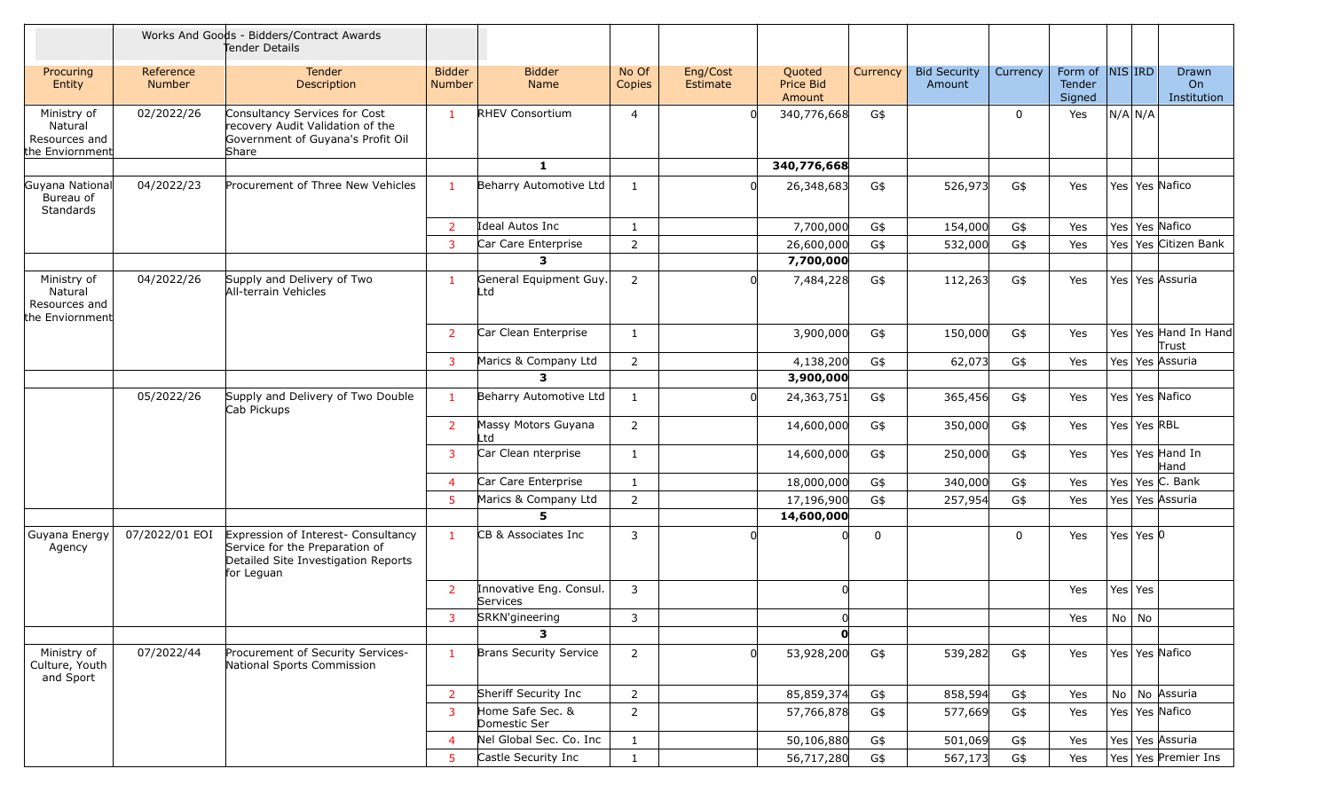| | | Works And Goods - Bidders/Contract Awards Tender Details | | | | | | | | | | | | |
|---|---|---|---|---|---|---|---|---|---|---|---|---|---|---|
| Procuring Entity | Reference Number | Tender Description | Bidder Number | Bidder Name | No Of Copies | Eng/Cost Estimate | Quoted Price Bid Amount | Currency | Bid Security Amount | Currency | Form of Tender Signed | NIS | IRD | Drawn On Institution |
| Ministry of Natural Resources and the Enviornment | 02/2022/26 | Consultancy Services for Cost recovery Audit Validation of the Government of Guyana's Profit Oil Share | 1 | RHEV Consortium | 4 | 0 | 340,776,668 | G$ | | 0 | Yes | N/A | N/A | |
| | | | | **1** | | | **340,776,668** | | | | | | | |
| Guyana National Bureau of Standards | 04/2022/23 | Procurement of Three New Vehicles | 1 | Beharry Automotive Ltd | 1 | 0 | 26,348,683 | G$ | 526,973 | G$ | Yes | Yes | Yes | Nafico |
| | | | 2 | Ideal Autos Inc | 1 | | 7,700,000 | G$ | 154,000 | G$ | Yes | Yes | Yes | Nafico |
| | | | 3 | Car Care Enterprise | 2 | | 26,600,000 | G$ | 532,000 | G$ | Yes | Yes | Yes | Citizen Bank |
| | | | | **3** | | | **7,700,000** | | | | | | | |
| Ministry of Natural Resources and the Enviornment | 04/2022/26 | Supply and Delivery of Two All-terrain Vehicles | 1 | General Equipment Guy. Ltd | 2 | 0 | 7,484,228 | G$ | 112,263 | G$ | Yes | Yes | Yes | Assuria |
| | | | 2 | Car Clean Enterprise | 1 | | 3,900,000 | G$ | 150,000 | G$ | Yes | Yes | Yes | Hand In Hand Trust |
| | | | 3 | Marics & Company Ltd | 2 | | 4,138,200 | G$ | 62,073 | G$ | Yes | Yes | Yes | Assuria |
| | | | | **3** | | | **3,900,000** | | | | | | | |
| | 05/2022/26 | Supply and Delivery of Two Double Cab Pickups | 1 | Beharry Automotive Ltd | 1 | 0 | 24,363,751 | G$ | 365,456 | G$ | Yes | Yes | Yes | Nafico |
| | | | 2 | Massy Motors Guyana Ltd | 2 | | 14,600,000 | G$ | 350,000 | G$ | Yes | Yes | Yes | RBL |
| | | | 3 | Car Clean nterprise | 1 | | 14,600,000 | G$ | 250,000 | G$ | Yes | Yes | Yes | Hand In Hand |
| | | | 4 | Car Care Enterprise | 1 | | 18,000,000 | G$ | 340,000 | G$ | Yes | Yes | Yes | C. Bank |
| | | | 5 | Marics & Company Ltd | 2 | | 17,196,900 | G$ | 257,954 | G$ | Yes | Yes | Yes | Assuria |
| | | | | **5** | | | **14,600,000** | | | | | | | |
| Guyana Energy Agency | 07/2022/01 EOI | Expression of Interest- Consultancy Service for the Preparation of Detailed Site Investigation Reports for Leguan | 1 | CB & Associates Inc | 3 | 0 | 0 | 0 | | 0 | Yes | Yes | Yes | 0 |
| | | | 2 | Innovative Eng. Consul. Services | 3 | | 0 | | | | Yes | Yes | Yes | |
| | | | 3 | SRKN'gineering | 3 | | 0 | | | | Yes | No | No | |
| | | | | **3** | | | **0** | | | | | | | |
| Ministry of Culture, Youth and Sport | 07/2022/44 | Procurement of Security Services- National Sports Commission | 1 | Brans Security Service | 2 | 0 | 53,928,200 | G$ | 539,282 | G$ | Yes | Yes | Yes | Nafico |
| | | | 2 | Sheriff Security Inc | 2 | | 85,859,374 | G$ | 858,594 | G$ | Yes | No | No | Assuria |
| | | | 3 | Home Safe Sec. & Domestic Ser | 2 | | 57,766,878 | G$ | 577,669 | G$ | Yes | Yes | Yes | Nafico |
| | | | 4 | Nel Global Sec. Co. Inc | 1 | | 50,106,880 | G$ | 501,069 | G$ | Yes | Yes | Yes | Assuria |
| | | | 5 | Castle Security Inc | 1 | | 56,717,280 | G$ | 567,173 | G$ | Yes | Yes | Yes | Premier Ins |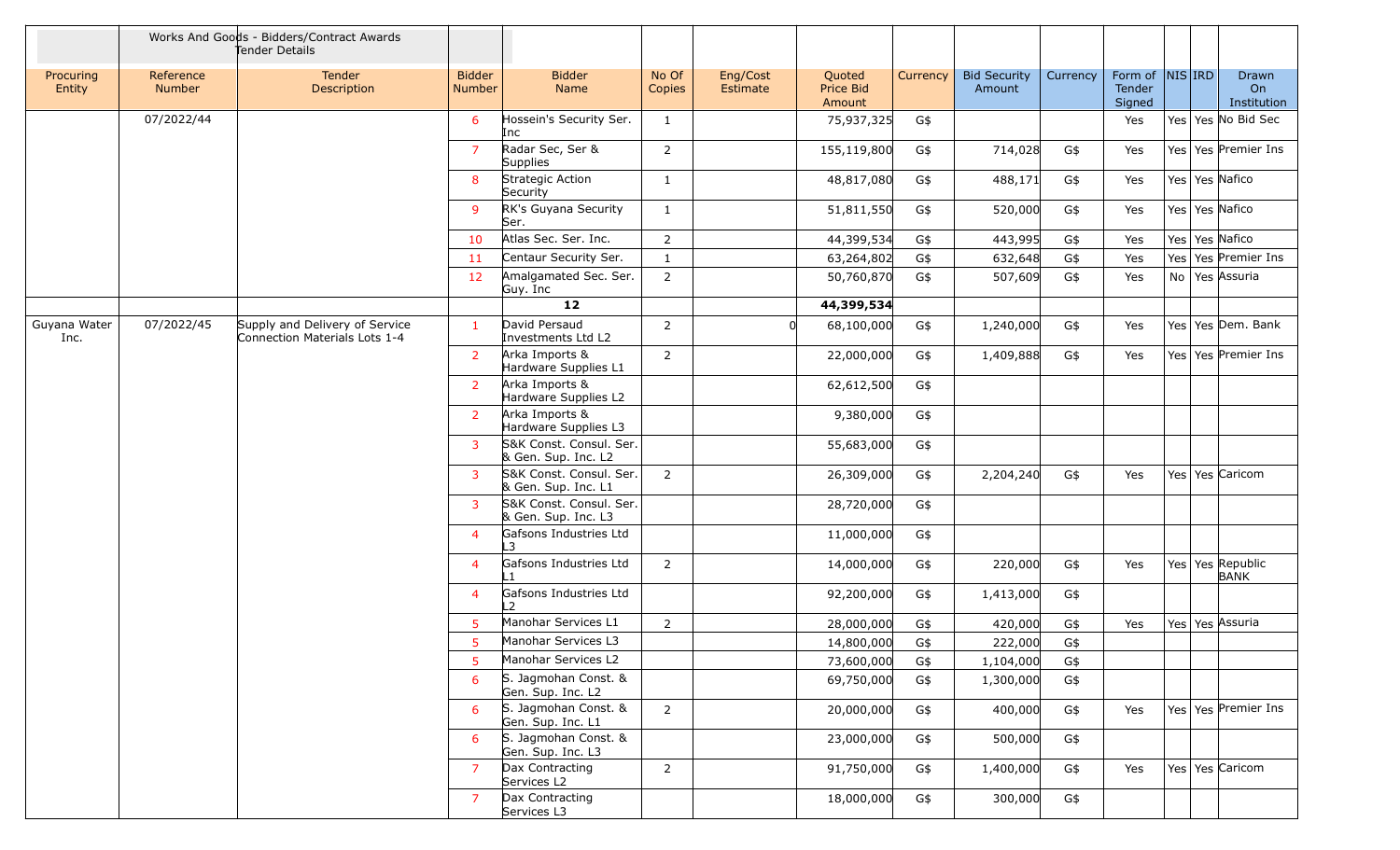| | Works And Goods - Bidders/Contract Awards Tender Details | | | | | | | | | | | | | |
|---|---|---|---|---|---|---|---|---|---|---|---|---|---|---|
| Procuring Entity | Reference Number | Tender Description | Bidder Number | Bidder Name | No Of Copies | Eng/Cost Estimate | Quoted Price Bid Amount | Currency | Bid Security Amount | Currency | Form of Tender Signed | NIS | IRD | Drawn On Institution |
| | 07/2022/44 | | 6 | Hossein's Security Ser. Inc | 1 | | 75,937,325 | G$ | | | Yes | Yes | Yes | No Bid Sec |
| | | | 7 | Radar Sec, Ser & Supplies | 2 | | 155,119,800 | G$ | 714,028 | G$ | Yes | Yes | Yes | Premier Ins |
| | | | 8 | Strategic Action Security | 1 | | 48,817,080 | G$ | 488,171 | G$ | Yes | Yes | Yes | Nafico |
| | | | 9 | RK's Guyana Security Ser. | 1 | | 51,811,550 | G$ | 520,000 | G$ | Yes | Yes | Yes | Nafico |
| | | | 10 | Atlas Sec. Ser. Inc. | 2 | | 44,399,534 | G$ | 443,995 | G$ | Yes | Yes | Yes | Nafico |
| | | | 11 | Centaur Security Ser. | 1 | | 63,264,802 | G$ | 632,648 | G$ | Yes | Yes | Yes | Premier Ins |
| | | | 12 | Amalgamated Sec. Ser. Guy. Inc | 2 | | 50,760,870 | G$ | 507,609 | G$ | Yes | No | Yes | Assuria |
| | | | | **12** | | | **44,399,534** | | | | | | | |
| Guyana Water Inc. | 07/2022/45 | Supply and Delivery of Service Connection Materials Lots 1-4 | 1 | David Persaud Investments Ltd L2 | 2 | 0 | 68,100,000 | G$ | 1,240,000 | G$ | Yes | Yes | Yes | Dem. Bank |
| | | | 2 | Arka Imports & Hardware Supplies L1 | 2 | | 22,000,000 | G$ | 1,409,888 | G$ | Yes | Yes | Yes | Premier Ins |
| | | | 2 | Arka Imports & Hardware Supplies L2 | | | 62,612,500 | G$ | | | | | | |
| | | | 2 | Arka Imports & Hardware Supplies L3 | | | 9,380,000 | G$ | | | | | | |
| | | | 3 | S&K Const. Consul. Ser. & Gen. Sup. Inc. L2 | | | 55,683,000 | G$ | | | | | | |
| | | | 3 | S&K Const. Consul. Ser. & Gen. Sup. Inc. L1 | 2 | | 26,309,000 | G$ | 2,204,240 | G$ | Yes | Yes | Yes | Caricom |
| | | | 3 | S&K Const. Consul. Ser. & Gen. Sup. Inc. L3 | | | 28,720,000 | G$ | | | | | | |
| | | | 4 | Gafsons Industries Ltd L3 | | | 11,000,000 | G$ | | | | | | |
| | | | 4 | Gafsons Industries Ltd L1 | 2 | | 14,000,000 | G$ | 220,000 | G$ | Yes | Yes | Yes | Republic BANK |
| | | | 4 | Gafsons Industries Ltd L2 | | | 92,200,000 | G$ | 1,413,000 | G$ | | | | |
| | | | 5 | Manohar Services L1 | 2 | | 28,000,000 | G$ | 420,000 | G$ | Yes | Yes | Yes | Assuria |
| | | | 5 | Manohar Services L3 | | | 14,800,000 | G$ | 222,000 | G$ | | | | |
| | | | 5 | Manohar Services L2 | | | 73,600,000 | G$ | 1,104,000 | G$ | | | | |
| | | | 6 | S. Jagmohan Const. & Gen. Sup. Inc. L2 | | | 69,750,000 | G$ | 1,300,000 | G$ | | | | |
| | | | 6 | S. Jagmohan Const. & Gen. Sup. Inc. L1 | 2 | | 20,000,000 | G$ | 400,000 | G$ | Yes | Yes | Yes | Premier Ins |
| | | | 6 | S. Jagmohan Const. & Gen. Sup. Inc. L3 | | | 23,000,000 | G$ | 500,000 | G$ | | | | |
| | | | 7 | Dax Contracting Services L2 | 2 | | 91,750,000 | G$ | 1,400,000 | G$ | Yes | Yes | Yes | Caricom |
| | | | 7 | Dax Contracting Services L3 | | | 18,000,000 | G$ | 300,000 | G$ | | | | |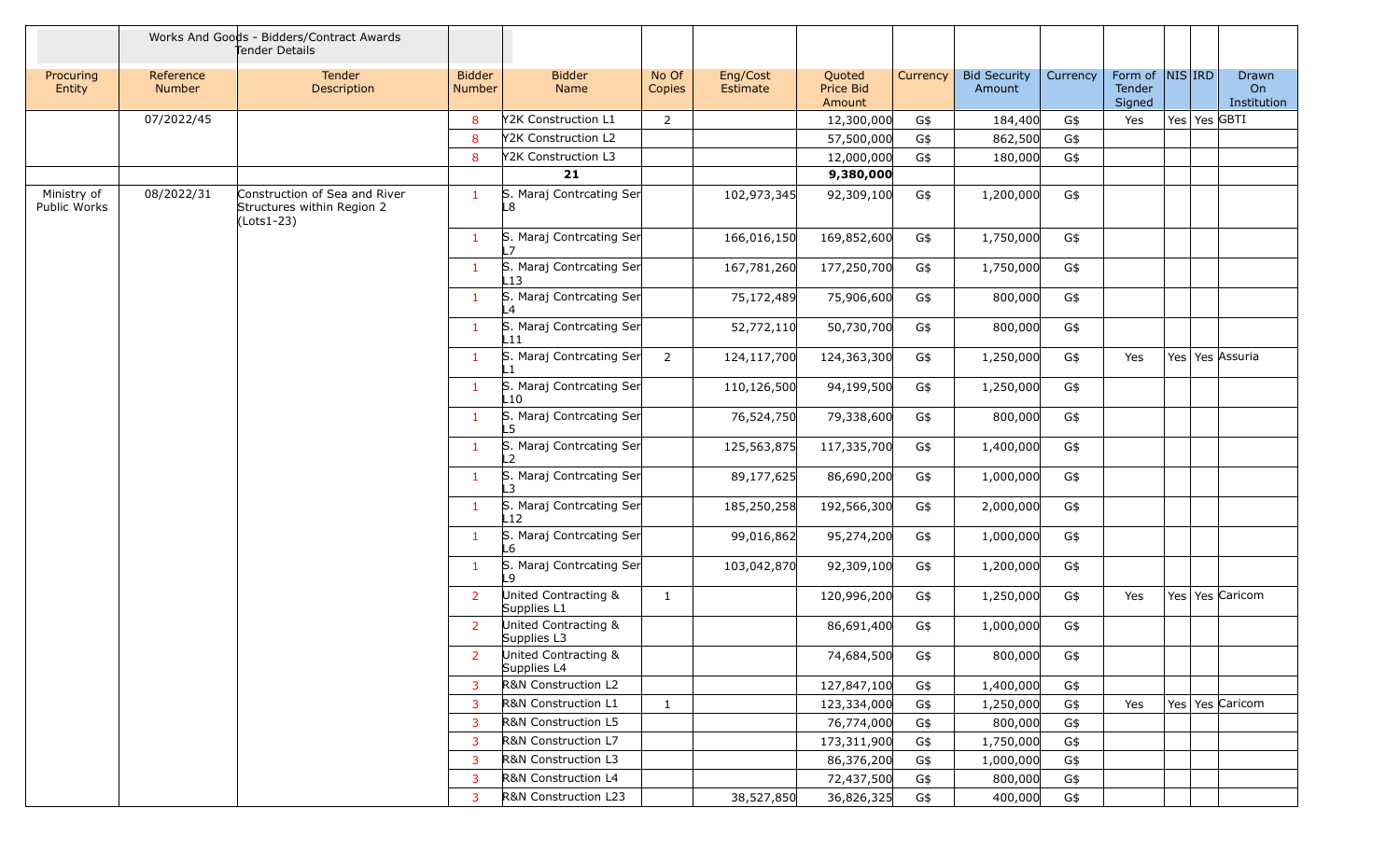| | Works And Goods - Bidders/Contract Awards Tender Details | | | | | | | | | | | | | | |
|---|---|---|---|---|---|---|---|---|---|---|---|---|---|---|---|
| Procuring Entity | Reference Number | Tender Description | Bidder Number | Bidder Name | No Of Copies | Eng/Cost Estimate | Quoted Price Bid Amount | Currency | Bid Security Amount | Currency | Form of Tender Signed | NIS | IRD | Drawn On Institution |
| | 07/2022/45 | | 8 | Y2K Construction L1 | 2 | | 12,300,000 | G$ | 184,400 | G$ | Yes | Yes | Yes | GBTI |
| | | | 8 | Y2K Construction L2 | | | 57,500,000 | G$ | 862,500 | G$ | | | | |
| | | | 8 | Y2K Construction L3 | | | 12,000,000 | G$ | 180,000 | G$ | | | | |
| | | | | **21** | | | **9,380,000** | | | | | | | |
| Ministry of Public Works | 08/2022/31 | Construction of Sea and River Structures within Region 2 (Lots1-23) | 1 | S. Maraj Contrcating Ser L8 | | 102,973,345 | 92,309,100 | G$ | 1,200,000 | G$ | | | | |
| | | | 1 | S. Maraj Contrcating Ser L7 | | 166,016,150 | 169,852,600 | G$ | 1,750,000 | G$ | | | | |
| | | | 1 | S. Maraj Contrcating Ser L13 | | 167,781,260 | 177,250,700 | G$ | 1,750,000 | G$ | | | | |
| | | | 1 | S. Maraj Contrcating Ser L4 | | 75,172,489 | 75,906,600 | G$ | 800,000 | G$ | | | | |
| | | | 1 | S. Maraj Contrcating Ser L11 | | 52,772,110 | 50,730,700 | G$ | 800,000 | G$ | | | | |
| | | | 1 | S. Maraj Contrcating Ser L1 | 2 | 124,117,700 | 124,363,300 | G$ | 1,250,000 | G$ | Yes | Yes | Yes | Assuria |
| | | | 1 | S. Maraj Contrcating Ser L10 | | 110,126,500 | 94,199,500 | G$ | 1,250,000 | G$ | | | | |
| | | | 1 | S. Maraj Contrcating Ser L5 | | 76,524,750 | 79,338,600 | G$ | 800,000 | G$ | | | | |
| | | | 1 | S. Maraj Contrcating Ser L2 | | 125,563,875 | 117,335,700 | G$ | 1,400,000 | G$ | | | | |
| | | | 1 | S. Maraj Contrcating Ser L3 | | 89,177,625 | 86,690,200 | G$ | 1,000,000 | G$ | | | | |
| | | | 1 | S. Maraj Contrcating Ser L12 | | 185,250,258 | 192,566,300 | G$ | 2,000,000 | G$ | | | | |
| | | | 1 | S. Maraj Contrcating Ser L6 | | 99,016,862 | 95,274,200 | G$ | 1,000,000 | G$ | | | | |
| | | | 1 | S. Maraj Contrcating Ser L9 | | 103,042,870 | 92,309,100 | G$ | 1,200,000 | G$ | | | | |
| | | | 2 | United Contracting & Supplies L1 | 1 | | 120,996,200 | G$ | 1,250,000 | G$ | Yes | Yes | Yes | Caricom |
| | | | 2 | United Contracting & Supplies L3 | | | 86,691,400 | G$ | 1,000,000 | G$ | | | | |
| | | | 2 | United Contracting & Supplies L4 | | | 74,684,500 | G$ | 800,000 | G$ | | | | |
| | | | 3 | R&N Construction L2 | | | 127,847,100 | G$ | 1,400,000 | G$ | | | | |
| | | | 3 | R&N Construction L1 | 1 | | 123,334,000 | G$ | 1,250,000 | G$ | Yes | Yes | Yes | Caricom |
| | | | 3 | R&N Construction L5 | | | 76,774,000 | G$ | 800,000 | G$ | | | | |
| | | | 3 | R&N Construction L7 | | | 173,311,900 | G$ | 1,750,000 | G$ | | | | |
| | | | 3 | R&N Construction L3 | | | 86,376,200 | G$ | 1,000,000 | G$ | | | | |
| | | | 3 | R&N Construction L4 | | | 72,437,500 | G$ | 800,000 | G$ | | | | |
| | | | 3 | R&N Construction L23 | | 38,527,850 | 36,826,325 | G$ | 400,000 | G$ | | | | |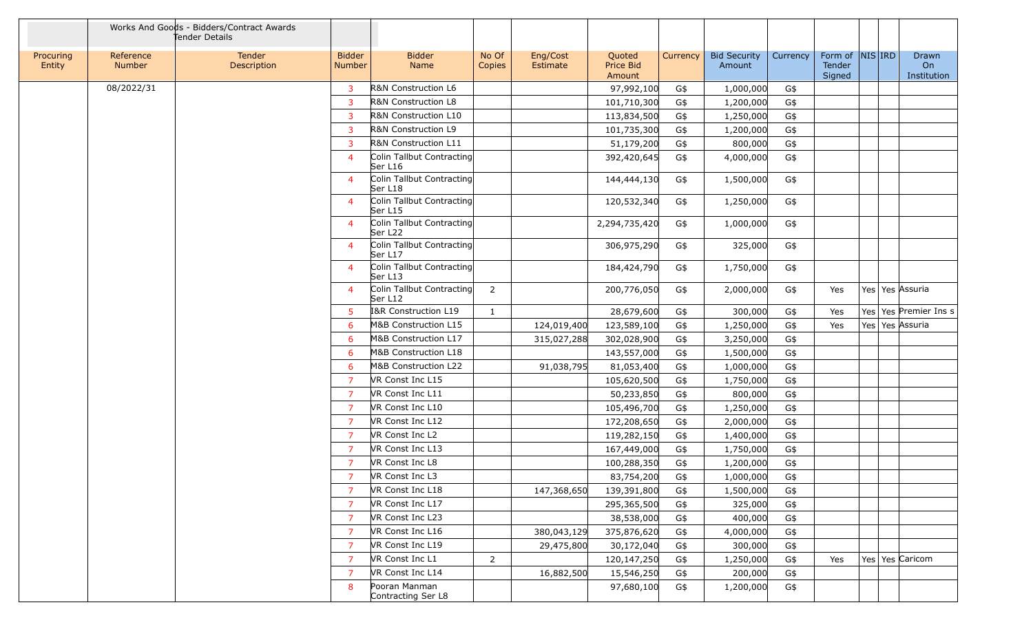| | Works And Goods - Bidders/Contract Awards Tender Details | | | | | | | | | | | | | |
|---|---|---|---|---|---|---|---|---|---|---|---|---|---|---|
| Procuring Entity | Reference Number | Tender Description | Bidder Number | Bidder Name | No Of Copies | Eng/Cost Estimate | Quoted Price Bid Amount | Currency | Bid Security Amount | Currency | Form of Tender Signed | NIS | IRD | Drawn On Institution |
| | 08/2022/31 | | 3 | R&N Construction L6 | | | 97,992,100 | G$ | 1,000,000 | G$ | | | | |
| | | | 3 | R&N Construction L8 | | | 101,710,300 | G$ | 1,200,000 | G$ | | | | |
| | | | 3 | R&N Construction L10 | | | 113,834,500 | G$ | 1,250,000 | G$ | | | | |
| | | | 3 | R&N Construction L9 | | | 101,735,300 | G$ | 1,200,000 | G$ | | | | |
| | | | 3 | R&N Construction L11 | | | 51,179,200 | G$ | 800,000 | G$ | | | | |
| | | | 4 | Colin Tallbut Contracting Ser L16 | | | 392,420,645 | G$ | 4,000,000 | G$ | | | | |
| | | | 4 | Colin Tallbut Contracting Ser L18 | | | 144,444,130 | G$ | 1,500,000 | G$ | | | | |
| | | | 4 | Colin Tallbut Contracting Ser L15 | | | 120,532,340 | G$ | 1,250,000 | G$ | | | | |
| | | | 4 | Colin Tallbut Contracting Ser L22 | | | 2,294,735,420 | G$ | 1,000,000 | G$ | | | | |
| | | | 4 | Colin Tallbut Contracting Ser L17 | | | 306,975,290 | G$ | 325,000 | G$ | | | | |
| | | | 4 | Colin Tallbut Contracting Ser L13 | | | 184,424,790 | G$ | 1,750,000 | G$ | | | | |
| | | | 4 | Colin Tallbut Contracting Ser L12 | 2 | | 200,776,050 | G$ | 2,000,000 | G$ | Yes | Yes | Yes | Assuria |
| | | | 5 | I&R Construction L19 | 1 | | 28,679,600 | G$ | 300,000 | G$ | Yes | Yes | Yes | Premier Ins s |
| | | | 6 | M&B Construction L15 | | 124,019,400 | 123,589,100 | G$ | 1,250,000 | G$ | Yes | Yes | Yes | Assuria |
| | | | 6 | M&B Construction L17 | | 315,027,288 | 302,028,900 | G$ | 3,250,000 | G$ | | | | |
| | | | 6 | M&B Construction L18 | | | 143,557,000 | G$ | 1,500,000 | G$ | | | | |
| | | | 6 | M&B Construction L22 | | 91,038,795 | 81,053,400 | G$ | 1,000,000 | G$ | | | | |
| | | | 7 | VR Const Inc L15 | | | 105,620,500 | G$ | 1,750,000 | G$ | | | | |
| | | | 7 | VR Const Inc L11 | | | 50,233,850 | G$ | 800,000 | G$ | | | | |
| | | | 7 | VR Const Inc L10 | | | 105,496,700 | G$ | 1,250,000 | G$ | | | | |
| | | | 7 | VR Const Inc L12 | | | 172,208,650 | G$ | 2,000,000 | G$ | | | | |
| | | | 7 | VR Const Inc L2 | | | 119,282,150 | G$ | 1,400,000 | G$ | | | | |
| | | | 7 | VR Const Inc L13 | | | 167,449,000 | G$ | 1,750,000 | G$ | | | | |
| | | | 7 | VR Const Inc L8 | | | 100,288,350 | G$ | 1,200,000 | G$ | | | | |
| | | | 7 | VR Const Inc L3 | | | 83,754,200 | G$ | 1,000,000 | G$ | | | | |
| | | | 7 | VR Const Inc L18 | | 147,368,650 | 139,391,800 | G$ | 1,500,000 | G$ | | | | |
| | | | 7 | VR Const Inc L17 | | | 295,365,500 | G$ | 325,000 | G$ | | | | |
| | | | 7 | VR Const Inc L23 | | | 38,538,000 | G$ | 400,000 | G$ | | | | |
| | | | 7 | VR Const Inc L16 | | 380,043,129 | 375,876,620 | G$ | 4,000,000 | G$ | | | | |
| | | | 7 | VR Const Inc L19 | | 29,475,800 | 30,172,040 | G$ | 300,000 | G$ | | | | |
| | | | 7 | VR Const Inc L1 | 2 | | 120,147,250 | G$ | 1,250,000 | G$ | Yes | Yes | Yes | Caricom |
| | | | 7 | VR Const Inc L14 | | 16,882,500 | 15,546,250 | G$ | 200,000 | G$ | | | | |
| | | | 8 | Pooran Manman Contracting Ser L8 | | | 97,680,100 | G$ | 1,200,000 | G$ | | | | |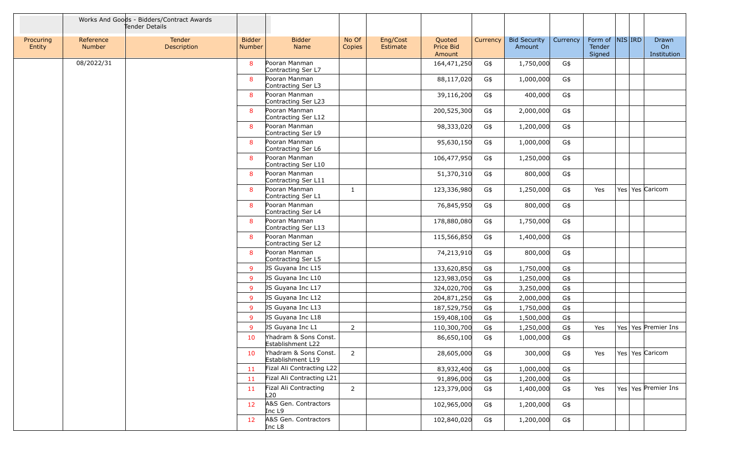| Works And Goods - Bidders/Contract Awards Tender Details | | | | | | | | | | | | | | |
|---|---|---|---|---|---|---|---|---|---|---|---|---|---|---|
| Procuring Entity | Reference Number | Tender Description | Bidder Number | Bidder Name | No Of Copies | Eng/Cost Estimate | Quoted Price Bid Amount | Currency | Bid Security Amount | Currency | Form of Tender Signed | NIS | IRD | Drawn On Institution |
| | 08/2022/31 | | 8 | Pooran Manman Contracting Ser L7 | | | 164,471,250 | G$ | 1,750,000 | G$ | | | | |
| | | | 8 | Pooran Manman Contracting Ser L3 | | | 88,117,020 | G$ | 1,000,000 | G$ | | | | |
| | | | 8 | Pooran Manman Contracting Ser L23 | | | 39,116,200 | G$ | 400,000 | G$ | | | | |
| | | | 8 | Pooran Manman Contracting Ser L12 | | | 200,525,300 | G$ | 2,000,000 | G$ | | | | |
| | | | 8 | Pooran Manman Contracting Ser L9 | | | 98,333,020 | G$ | 1,200,000 | G$ | | | | |
| | | | 8 | Pooran Manman Contracting Ser L6 | | | 95,630,150 | G$ | 1,000,000 | G$ | | | | |
| | | | 8 | Pooran Manman Contracting Ser L10 | | | 106,477,950 | G$ | 1,250,000 | G$ | | | | |
| | | | 8 | Pooran Manman Contracting Ser L11 | | | 51,370,310 | G$ | 800,000 | G$ | | | | |
| | | | 8 | Pooran Manman Contracting Ser L1 | 1 | | 123,336,980 | G$ | 1,250,000 | G$ | Yes | Yes | Yes | Caricom |
| | | | 8 | Pooran Manman Contracting Ser L4 | | | 76,845,950 | G$ | 800,000 | G$ | | | | |
| | | | 8 | Pooran Manman Contracting Ser L13 | | | 178,880,080 | G$ | 1,750,000 | G$ | | | | |
| | | | 8 | Pooran Manman Contracting Ser L2 | | | 115,566,850 | G$ | 1,400,000 | G$ | | | | |
| | | | 8 | Pooran Manman Contracting Ser L5 | | | 74,213,910 | G$ | 800,000 | G$ | | | | |
| | | | 9 | JS Guyana Inc L15 | | | 133,620,850 | G$ | 1,750,000 | G$ | | | | |
| | | | 9 | JS Guyana Inc L10 | | | 123,983,050 | G$ | 1,250,000 | G$ | | | | |
| | | | 9 | JS Guyana Inc L17 | | | 324,020,700 | G$ | 3,250,000 | G$ | | | | |
| | | | 9 | JS Guyana Inc L12 | | | 204,871,250 | G$ | 2,000,000 | G$ | | | | |
| | | | 9 | JS Guyana Inc L13 | | | 187,529,750 | G$ | 1,750,000 | G$ | | | | |
| | | | 9 | JS Guyana Inc L18 | | | 159,408,100 | G$ | 1,500,000 | G$ | | | | |
| | | | 9 | JS Guyana Inc L1 | 2 | | 110,300,700 | G$ | 1,250,000 | G$ | Yes | Yes | Yes | Premier Ins |
| | | | 10 | Yhadram & Sons Const. Establishment L22 | | | 86,650,100 | G$ | 1,000,000 | G$ | | | | |
| | | | 10 | Yhadram & Sons Const. Establishment L19 | 2 | | 28,605,000 | G$ | 300,000 | G$ | Yes | Yes | Yes | Caricom |
| | | | 11 | Fizal Ali Contracting L22 | | | 83,932,400 | G$ | 1,000,000 | G$ | | | | |
| | | | 11 | Fizal Ali Contracting L21 | | | 91,896,000 | G$ | 1,200,000 | G$ | | | | |
| | | | 11 | Fizal Ali Contracting L20 | 2 | | 123,379,000 | G$ | 1,400,000 | G$ | Yes | Yes | Yes | Premier Ins |
| | | | 12 | A&S Gen. Contractors Inc L9 | | | 102,965,000 | G$ | 1,200,000 | G$ | | | | |
| | | | 12 | A&S Gen. Contractors Inc L8 | | | 102,840,020 | G$ | 1,200,000 | G$ | | | | |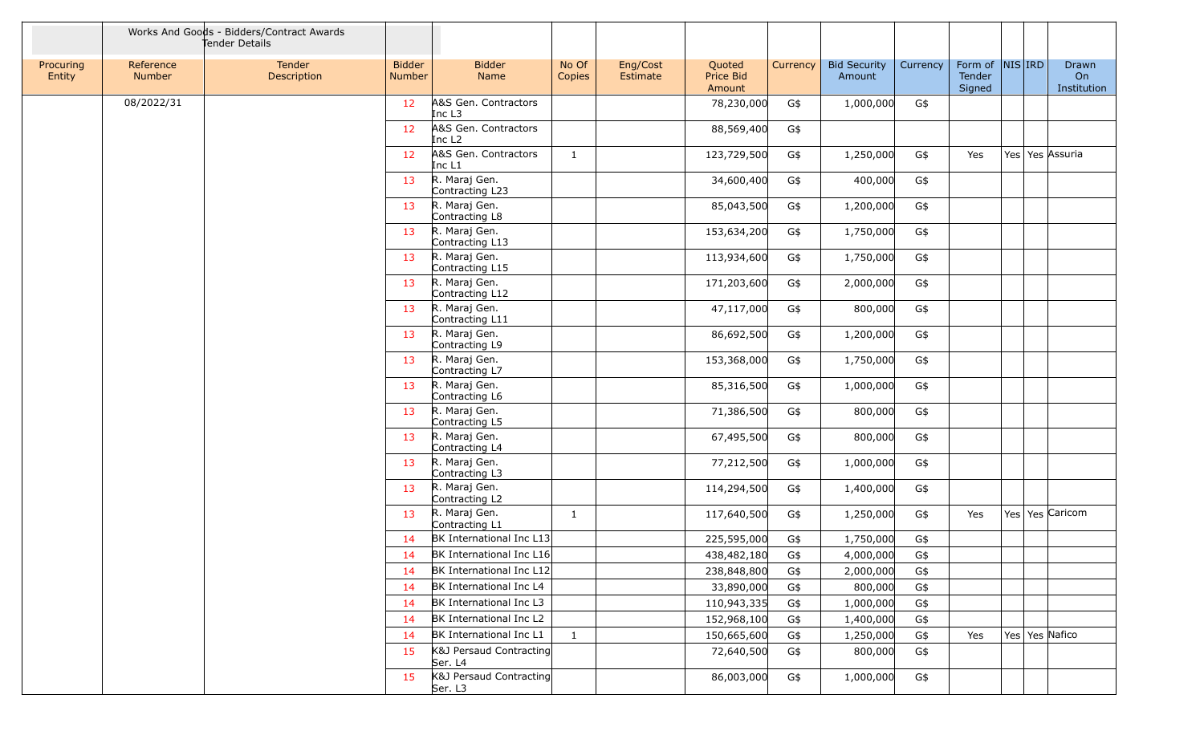| Works And Goods - Bidders/Contract Awards Tender Details | | | | | | | | | | | | | | | |
|---|---|---|---|---|---|---|---|---|---|---|---|---|---|---|---|
| Procuring Entity | Reference Number | Tender Description | Bidder Number | Bidder Name | No Of Copies | Eng/Cost Estimate | Quoted Price Bid Amount | Currency | Bid Security Amount | Currency | Form of Tender Signed | NIS | IRD | Drawn On Institution |
| | 08/2022/31 | | 12 | A&S Gen. Contractors Inc L3 | | | 78,230,000 | G$ | 1,000,000 | G$ | | | | |
| | | | 12 | A&S Gen. Contractors Inc L2 | | | 88,569,400 | G$ | | | | | | |
| | | | 12 | A&S Gen. Contractors Inc L1 | 1 | | 123,729,500 | G$ | 1,250,000 | G$ | Yes | Yes | Yes | Assuria |
| | | | 13 | R. Maraj Gen. Contracting L23 | | | 34,600,400 | G$ | 400,000 | G$ | | | | |
| | | | 13 | R. Maraj Gen. Contracting L8 | | | 85,043,500 | G$ | 1,200,000 | G$ | | | | |
| | | | 13 | R. Maraj Gen. Contracting L13 | | | 153,634,200 | G$ | 1,750,000 | G$ | | | | |
| | | | 13 | R. Maraj Gen. Contracting L15 | | | 113,934,600 | G$ | 1,750,000 | G$ | | | | |
| | | | 13 | R. Maraj Gen. Contracting L12 | | | 171,203,600 | G$ | 2,000,000 | G$ | | | | |
| | | | 13 | R. Maraj Gen. Contracting L11 | | | 47,117,000 | G$ | 800,000 | G$ | | | | |
| | | | 13 | R. Maraj Gen. Contracting L9 | | | 86,692,500 | G$ | 1,200,000 | G$ | | | | |
| | | | 13 | R. Maraj Gen. Contracting L7 | | | 153,368,000 | G$ | 1,750,000 | G$ | | | | |
| | | | 13 | R. Maraj Gen. Contracting L6 | | | 85,316,500 | G$ | 1,000,000 | G$ | | | | |
| | | | 13 | R. Maraj Gen. Contracting L5 | | | 71,386,500 | G$ | 800,000 | G$ | | | | |
| | | | 13 | R. Maraj Gen. Contracting L4 | | | 67,495,500 | G$ | 800,000 | G$ | | | | |
| | | | 13 | R. Maraj Gen. Contracting L3 | | | 77,212,500 | G$ | 1,000,000 | G$ | | | | |
| | | | 13 | R. Maraj Gen. Contracting L2 | | | 114,294,500 | G$ | 1,400,000 | G$ | | | | |
| | | | 13 | R. Maraj Gen. Contracting L1 | 1 | | 117,640,500 | G$ | 1,250,000 | G$ | Yes | Yes | Yes | Caricom |
| | | | 14 | BK International Inc L13 | | | 225,595,000 | G$ | 1,750,000 | G$ | | | | |
| | | | 14 | BK International Inc L16 | | | 438,482,180 | G$ | 4,000,000 | G$ | | | | |
| | | | 14 | BK International Inc L12 | | | 238,848,800 | G$ | 2,000,000 | G$ | | | | |
| | | | 14 | BK International Inc L4 | | | 33,890,000 | G$ | 800,000 | G$ | | | | |
| | | | 14 | BK International Inc L3 | | | 110,943,335 | G$ | 1,000,000 | G$ | | | | |
| | | | 14 | BK International Inc L2 | | | 152,968,100 | G$ | 1,400,000 | G$ | | | | |
| | | | 14 | BK International Inc L1 | 1 | | 150,665,600 | G$ | 1,250,000 | G$ | Yes | Yes | Yes | Nafico |
| | | | 15 | K&J Persaud Contracting Ser. L4 | | | 72,640,500 | G$ | 800,000 | G$ | | | | |
| | | | 15 | K&J Persaud Contracting Ser. L3 | | | 86,003,000 | G$ | 1,000,000 | G$ | | | | |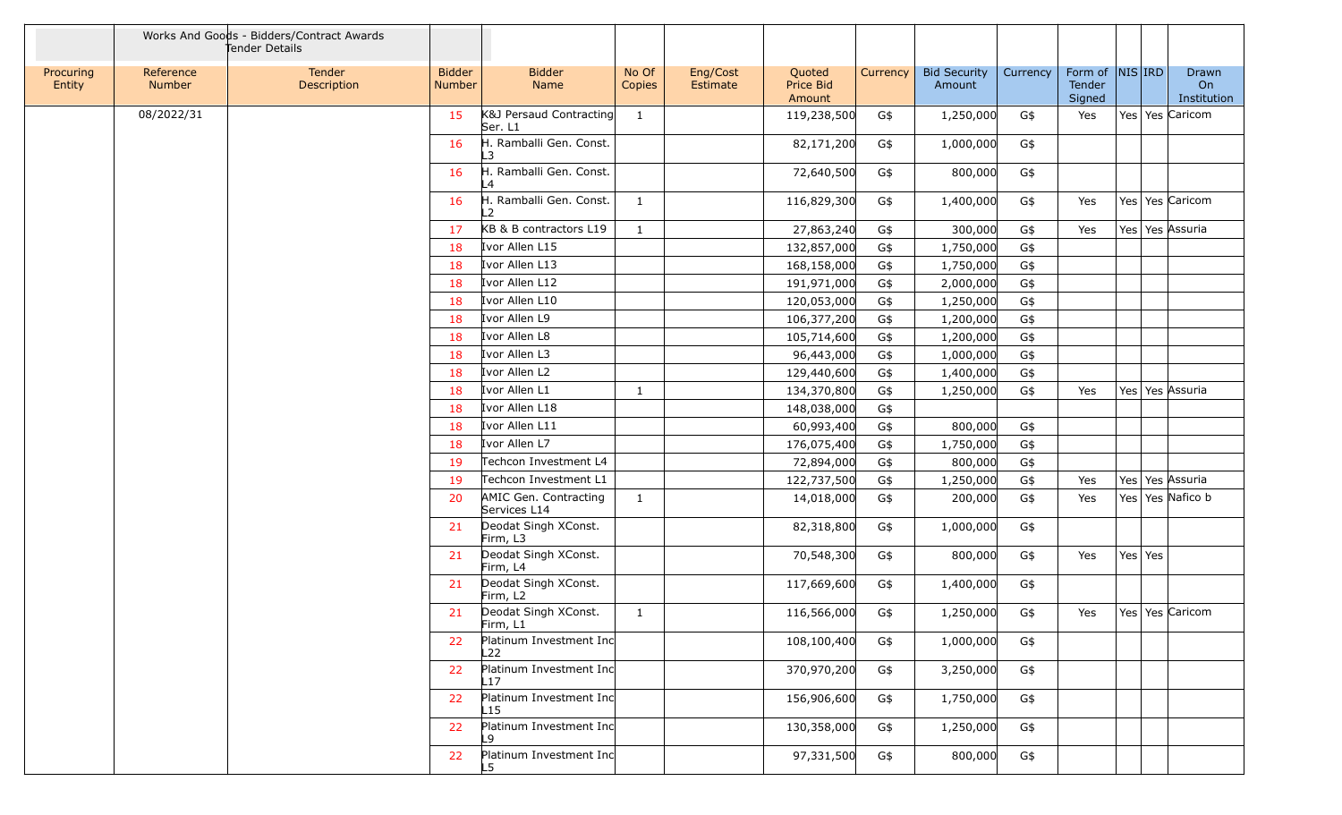| | Works And Goods - Bidders/Contract Awards Tender Details | | | | | | | | | | | | | |
|---|---|---|---|---|---|---|---|---|---|---|---|---|---|---|
| Procuring Entity | Reference Number | Tender Description | Bidder Number | Bidder Name | No Of Copies | Eng/Cost Estimate | Quoted Price Bid Amount | Currency | Bid Security Amount | Currency | Form of Tender Signed | NIS | IRD | Drawn On Institution |
| | 08/2022/31 | | 15 | K&J Persaud Contracting Ser. L1 | 1 | | 119,238,500 | G$ | 1,250,000 | G$ | Yes | Yes | Yes | Caricom |
| | | | 16 | H. Ramballi Gen. Const. L3 | | | 82,171,200 | G$ | 1,000,000 | G$ | | | | |
| | | | 16 | H. Ramballi Gen. Const. L4 | | | 72,640,500 | G$ | 800,000 | G$ | | | | |
| | | | 16 | H. Ramballi Gen. Const. L2 | 1 | | 116,829,300 | G$ | 1,400,000 | G$ | Yes | Yes | Yes | Caricom |
| | | | 17 | KB & B contractors L19 | 1 | | 27,863,240 | G$ | 300,000 | G$ | Yes | Yes | Yes | Assuria |
| | | | 18 | Ivor Allen L15 | | | 132,857,000 | G$ | 1,750,000 | G$ | | | | |
| | | | 18 | Ivor Allen L13 | | | 168,158,000 | G$ | 1,750,000 | G$ | | | | |
| | | | 18 | Ivor Allen L12 | | | 191,971,000 | G$ | 2,000,000 | G$ | | | | |
| | | | 18 | Ivor Allen L10 | | | 120,053,000 | G$ | 1,250,000 | G$ | | | | |
| | | | 18 | Ivor Allen L9 | | | 106,377,200 | G$ | 1,200,000 | G$ | | | | |
| | | | 18 | Ivor Allen L8 | | | 105,714,600 | G$ | 1,200,000 | G$ | | | | |
| | | | 18 | Ivor Allen L3 | | | 96,443,000 | G$ | 1,000,000 | G$ | | | | |
| | | | 18 | Ivor Allen L2 | | | 129,440,600 | G$ | 1,400,000 | G$ | | | | |
| | | | 18 | Ivor Allen L1 | 1 | | 134,370,800 | G$ | 1,250,000 | G$ | Yes | Yes | Yes | Assuria |
| | | | 18 | Ivor Allen L18 | | | 148,038,000 | G$ | | | | | | |
| | | | 18 | Ivor Allen L11 | | | 60,993,400 | G$ | 800,000 | G$ | | | | |
| | | | 18 | Ivor Allen L7 | | | 176,075,400 | G$ | 1,750,000 | G$ | | | | |
| | | | 19 | Techcon Investment L4 | | | 72,894,000 | G$ | 800,000 | G$ | | | | |
| | | | 19 | Techcon Investment L1 | | | 122,737,500 | G$ | 1,250,000 | G$ | Yes | Yes | Yes | Assuria |
| | | | 20 | AMIC Gen. Contracting Services L14 | 1 | | 14,018,000 | G$ | 200,000 | G$ | Yes | Yes | Yes | Nafico b |
| | | | 21 | Deodat Singh XConst. Firm, L3 | | | 82,318,800 | G$ | 1,000,000 | G$ | | | | |
| | | | 21 | Deodat Singh XConst. Firm, L4 | | | 70,548,300 | G$ | 800,000 | G$ | Yes | Yes | Yes | |
| | | | 21 | Deodat Singh XConst. Firm, L2 | | | 117,669,600 | G$ | 1,400,000 | G$ | | | | |
| | | | 21 | Deodat Singh XConst. Firm, L1 | 1 | | 116,566,000 | G$ | 1,250,000 | G$ | Yes | Yes | Yes | Caricom |
| | | | 22 | Platinum Investment Inc L22 | | | 108,100,400 | G$ | 1,000,000 | G$ | | | | |
| | | | 22 | Platinum Investment Inc L17 | | | 370,970,200 | G$ | 3,250,000 | G$ | | | | |
| | | | 22 | Platinum Investment Inc L15 | | | 156,906,600 | G$ | 1,750,000 | G$ | | | | |
| | | | 22 | Platinum Investment Inc L9 | | | 130,358,000 | G$ | 1,250,000 | G$ | | | | |
| | | | 22 | Platinum Investment Inc L5 | | | 97,331,500 | G$ | 800,000 | G$ | | | | |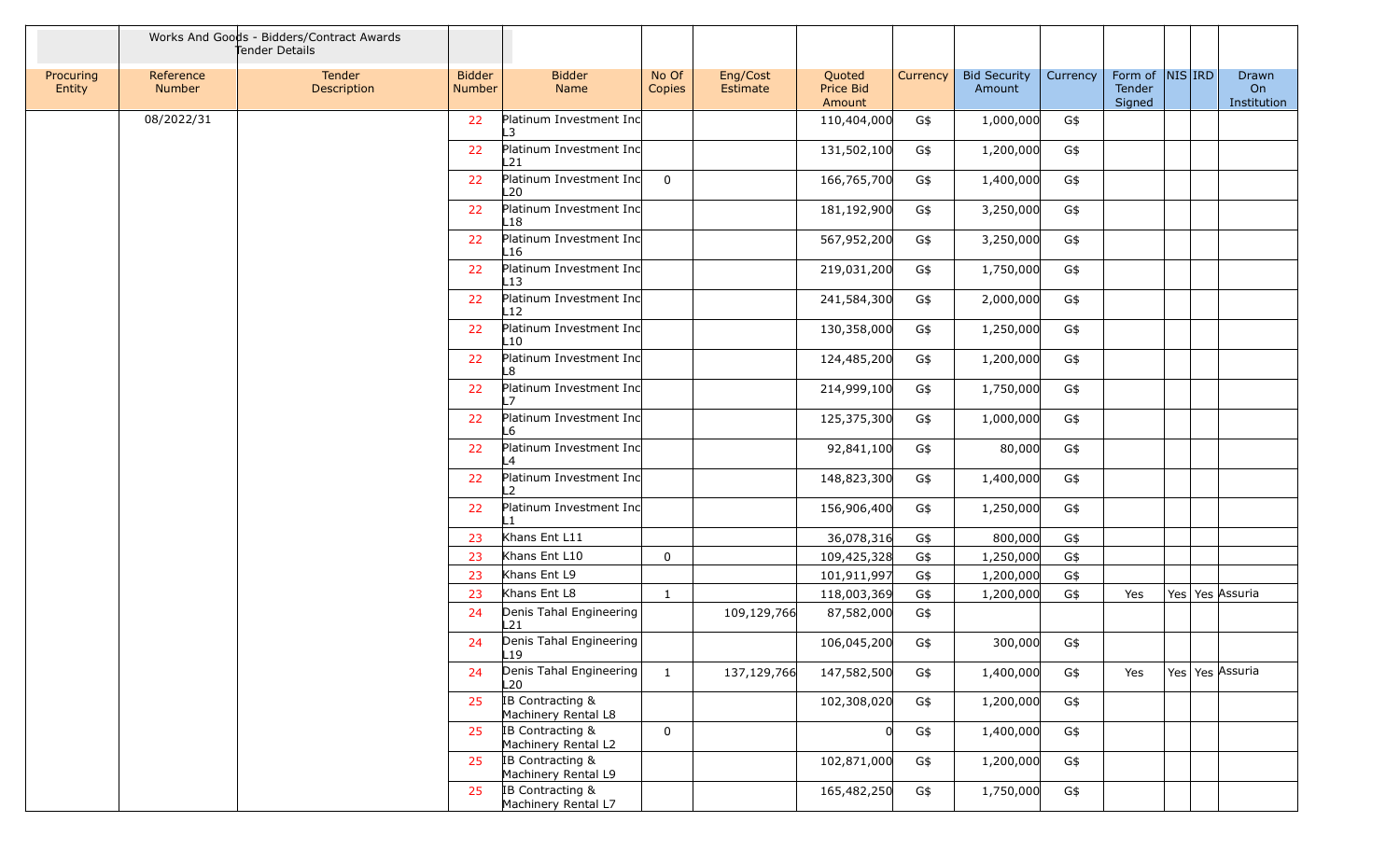| | Works And Goods - Bidders/Contract Awards Tender Details | | | | | | | | | | | | | |
|---|---|---|---|---|---|---|---|---|---|---|---|---|---|---|
| Procuring Entity | Reference Number | Tender Description | Bidder Number | Bidder Name | No Of Copies | Eng/Cost Estimate | Quoted Price Bid Amount | Currency | Bid Security Amount | Currency | Form of Tender Signed | NIS | IRD | Drawn On Institution |
| | 08/2022/31 | | 22 | Platinum Investment Inc L3 | | | 110,404,000 | G$ | 1,000,000 | G$ | | | | |
| | | | 22 | Platinum Investment Inc L21 | | | 131,502,100 | G$ | 1,200,000 | G$ | | | | |
| | | | 22 | Platinum Investment Inc L20 | 0 | | 166,765,700 | G$ | 1,400,000 | G$ | | | | |
| | | | 22 | Platinum Investment Inc L18 | | | 181,192,900 | G$ | 3,250,000 | G$ | | | | |
| | | | 22 | Platinum Investment Inc L16 | | | 567,952,200 | G$ | 3,250,000 | G$ | | | | |
| | | | 22 | Platinum Investment Inc L13 | | | 219,031,200 | G$ | 1,750,000 | G$ | | | | |
| | | | 22 | Platinum Investment Inc L12 | | | 241,584,300 | G$ | 2,000,000 | G$ | | | | |
| | | | 22 | Platinum Investment Inc L10 | | | 130,358,000 | G$ | 1,250,000 | G$ | | | | |
| | | | 22 | Platinum Investment Inc L8 | | | 124,485,200 | G$ | 1,200,000 | G$ | | | | |
| | | | 22 | Platinum Investment Inc L7 | | | 214,999,100 | G$ | 1,750,000 | G$ | | | | |
| | | | 22 | Platinum Investment Inc L6 | | | 125,375,300 | G$ | 1,000,000 | G$ | | | | |
| | | | 22 | Platinum Investment Inc L4 | | | 92,841,100 | G$ | 80,000 | G$ | | | | |
| | | | 22 | Platinum Investment Inc L2 | | | 148,823,300 | G$ | 1,400,000 | G$ | | | | |
| | | | 22 | Platinum Investment Inc L1 | | | 156,906,400 | G$ | 1,250,000 | G$ | | | | |
| | | | 23 | Khans Ent L11 | | | 36,078,316 | G$ | 800,000 | G$ | | | | |
| | | | 23 | Khans Ent L10 | 0 | | 109,425,328 | G$ | 1,250,000 | G$ | | | | |
| | | | 23 | Khans Ent L9 | | | 101,911,997 | G$ | 1,200,000 | G$ | | | | |
| | | | 23 | Khans Ent L8 | 1 | | 118,003,369 | G$ | 1,200,000 | G$ | Yes | Yes | Yes | Assuria |
| | | | 24 | Denis Tahal Engineering L21 | | 109,129,766 | 87,582,000 | G$ | | | | | | |
| | | | 24 | Denis Tahal Engineering L19 | | | 106,045,200 | G$ | 300,000 | G$ | | | | |
| | | | 24 | Denis Tahal Engineering L20 | 1 | 137,129,766 | 147,582,500 | G$ | 1,400,000 | G$ | Yes | Yes | Yes | Assuria |
| | | | 25 | IB Contracting & Machinery Rental L8 | | | 102,308,020 | G$ | 1,200,000 | G$ | | | | |
| | | | 25 | IB Contracting & Machinery Rental L2 | 0 | | 0 | G$ | 1,400,000 | G$ | | | | |
| | | | 25 | IB Contracting & Machinery Rental L9 | | | 102,871,000 | G$ | 1,200,000 | G$ | | | | |
| | | | 25 | IB Contracting & Machinery Rental L7 | | | 165,482,250 | G$ | 1,750,000 | G$ | | | | |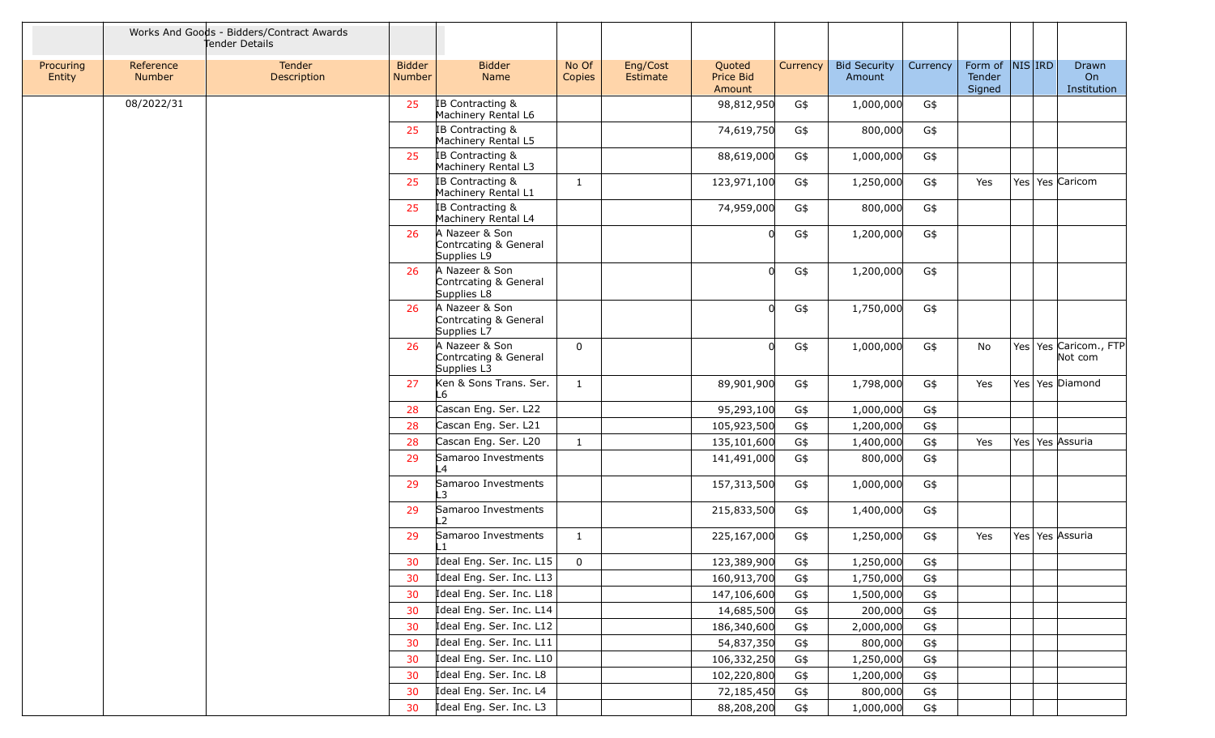| | Works And Goods - Bidders/Contract Awards Tender Details | | | | | | | | | | | | | |
|---|---|---|---|---|---|---|---|---|---|---|---|---|---|---|
| Procuring Entity | Reference Number | Tender Description | Bidder Number | Bidder Name | No Of Copies | Eng/Cost Estimate | Quoted Price Bid Amount | Currency | Bid Security Amount | Currency | Form of Tender Signed | NIS | IRD | Drawn On Institution |
| | 08/2022/31 | | 25 | IB Contracting & Machinery Rental L6 | | | 98,812,950 | G$ | 1,000,000 | G$ | | | | |
| | | | 25 | IB Contracting & Machinery Rental L5 | | | 74,619,750 | G$ | 800,000 | G$ | | | | |
| | | | 25 | IB Contracting & Machinery Rental L3 | | | 88,619,000 | G$ | 1,000,000 | G$ | | | | |
| | | | 25 | IB Contracting & Machinery Rental L1 | 1 | | 123,971,100 | G$ | 1,250,000 | G$ | Yes | Yes | Yes | Caricom |
| | | | 25 | IB Contracting & Machinery Rental L4 | | | 74,959,000 | G$ | 800,000 | G$ | | | | |
| | | | 26 | A Nazeer & Son Contrcating & General Supplies L9 | | | 0 | G$ | 1,200,000 | G$ | | | | |
| | | | 26 | A Nazeer & Son Contrcating & General Supplies L8 | | | 0 | G$ | 1,200,000 | G$ | | | | |
| | | | 26 | A Nazeer & Son Contrcating & General Supplies L7 | | | 0 | G$ | 1,750,000 | G$ | | | | |
| | | | 26 | A Nazeer & Son Contrcating & General Supplies L3 | 0 | | 0 | G$ | 1,000,000 | G$ | No | Yes | Yes | Caricom., FTP Not com |
| | | | 27 | Ken & Sons Trans. Ser. L6 | 1 | | 89,901,900 | G$ | 1,798,000 | G$ | Yes | Yes | Yes | Diamond |
| | | | 28 | Cascan Eng. Ser. L22 | | | 95,293,100 | G$ | 1,000,000 | G$ | | | | |
| | | | 28 | Cascan Eng. Ser. L21 | | | 105,923,500 | G$ | 1,200,000 | G$ | | | | |
| | | | 28 | Cascan Eng. Ser. L20 | 1 | | 135,101,600 | G$ | 1,400,000 | G$ | Yes | Yes | Yes | Assuria |
| | | | 29 | Samaroo Investments L4 | | | 141,491,000 | G$ | 800,000 | G$ | | | | |
| | | | 29 | Samaroo Investments L3 | | | 157,313,500 | G$ | 1,000,000 | G$ | | | | |
| | | | 29 | Samaroo Investments L2 | | | 215,833,500 | G$ | 1,400,000 | G$ | | | | |
| | | | 29 | Samaroo Investments L1 | 1 | | 225,167,000 | G$ | 1,250,000 | G$ | Yes | Yes | Yes | Assuria |
| | | | 30 | Ideal Eng. Ser. Inc. L15 | 0 | | 123,389,900 | G$ | 1,250,000 | G$ | | | | |
| | | | 30 | Ideal Eng. Ser. Inc. L13 | | | 160,913,700 | G$ | 1,750,000 | G$ | | | | |
| | | | 30 | Ideal Eng. Ser. Inc. L18 | | | 147,106,600 | G$ | 1,500,000 | G$ | | | | |
| | | | 30 | Ideal Eng. Ser. Inc. L14 | | | 14,685,500 | G$ | 200,000 | G$ | | | | |
| | | | 30 | Ideal Eng. Ser. Inc. L12 | | | 186,340,600 | G$ | 2,000,000 | G$ | | | | |
| | | | 30 | Ideal Eng. Ser. Inc. L11 | | | 54,837,350 | G$ | 800,000 | G$ | | | | |
| | | | 30 | Ideal Eng. Ser. Inc. L10 | | | 106,332,250 | G$ | 1,250,000 | G$ | | | | |
| | | | 30 | Ideal Eng. Ser. Inc. L8 | | | 102,220,800 | G$ | 1,200,000 | G$ | | | | |
| | | | 30 | Ideal Eng. Ser. Inc. L4 | | | 72,185,450 | G$ | 800,000 | G$ | | | | |
| | | | 30 | Ideal Eng. Ser. Inc. L3 | | | 88,208,200 | G$ | 1,000,000 | G$ | | | | |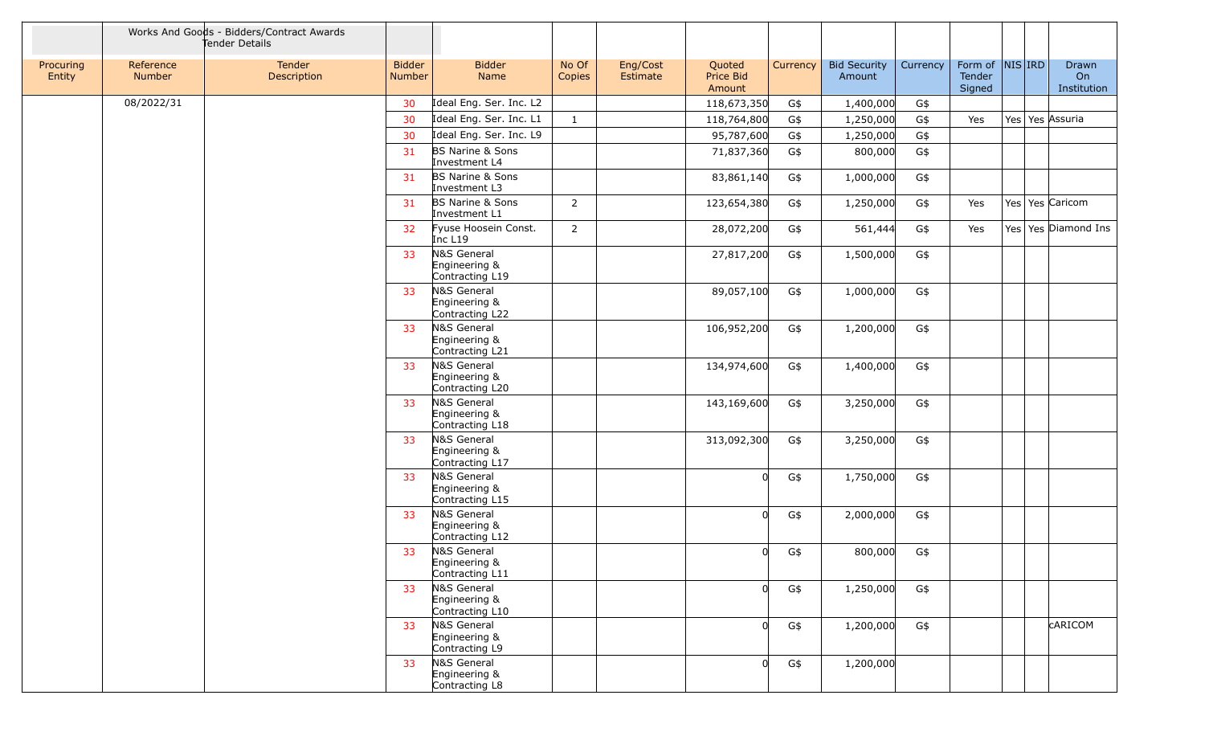| | | Works And Goods - Bidders/Contract Awards Tender Details | | | | | | | | | | | | |
|---|---|---|---|---|---|---|---|---|---|---|---|---|---|---|
| Procuring Entity | Reference Number | Tender Description | Bidder Number | Bidder Name | No Of Copies | Eng/Cost Estimate | Quoted Price Bid Amount | Currency | Bid Security Amount | Currency | Form of Tender Signed | NIS | IRD | Drawn On Institution |
| | 08/2022/31 | | 30 | Ideal Eng. Ser. Inc. L2 | | | 118,673,350 | G$ | 1,400,000 | G$ | | | | |
| | | | 30 | Ideal Eng. Ser. Inc. L1 | 1 | | 118,764,800 | G$ | 1,250,000 | G$ | Yes | Yes | Yes | Assuria |
| | | | 30 | Ideal Eng. Ser. Inc. L9 | | | 95,787,600 | G$ | 1,250,000 | G$ | | | | |
| | | | 31 | BS Narine & Sons Investment L4 | | | 71,837,360 | G$ | 800,000 | G$ | | | | |
| | | | 31 | BS Narine & Sons Investment L3 | | | 83,861,140 | G$ | 1,000,000 | G$ | | | | |
| | | | 31 | BS Narine & Sons Investment L1 | 2 | | 123,654,380 | G$ | 1,250,000 | G$ | Yes | Yes | Yes | Caricom |
| | | | 32 | Fyuse Hoosein Const. Inc L19 | 2 | | 28,072,200 | G$ | 561,444 | G$ | Yes | Yes | Yes | Diamond Ins |
| | | | 33 | N&S General Engineering & Contracting L19 | | | 27,817,200 | G$ | 1,500,000 | G$ | | | | |
| | | | 33 | N&S General Engineering & Contracting L22 | | | 89,057,100 | G$ | 1,000,000 | G$ | | | | |
| | | | 33 | N&S General Engineering & Contracting L21 | | | 106,952,200 | G$ | 1,200,000 | G$ | | | | |
| | | | 33 | N&S General Engineering & Contracting L20 | | | 134,974,600 | G$ | 1,400,000 | G$ | | | | |
| | | | 33 | N&S General Engineering & Contracting L18 | | | 143,169,600 | G$ | 3,250,000 | G$ | | | | |
| | | | 33 | N&S General Engineering & Contracting L17 | | | 313,092,300 | G$ | 3,250,000 | G$ | | | | |
| | | | 33 | N&S General Engineering & Contracting L15 | | | 0 | G$ | 1,750,000 | G$ | | | | |
| | | | 33 | N&S General Engineering & Contracting L12 | | | 0 | G$ | 2,000,000 | G$ | | | | |
| | | | 33 | N&S General Engineering & Contracting L11 | | | 0 | G$ | 800,000 | G$ | | | | |
| | | | 33 | N&S General Engineering & Contracting L10 | | | 0 | G$ | 1,250,000 | G$ | | | | |
| | | | 33 | N&S General Engineering & Contracting L9 | | | 0 | G$ | 1,200,000 | G$ | | | | cARICOM |
| | | | 33 | N&S General Engineering & Contracting L8 | | | 0 | G$ | 1,200,000 | | | | | |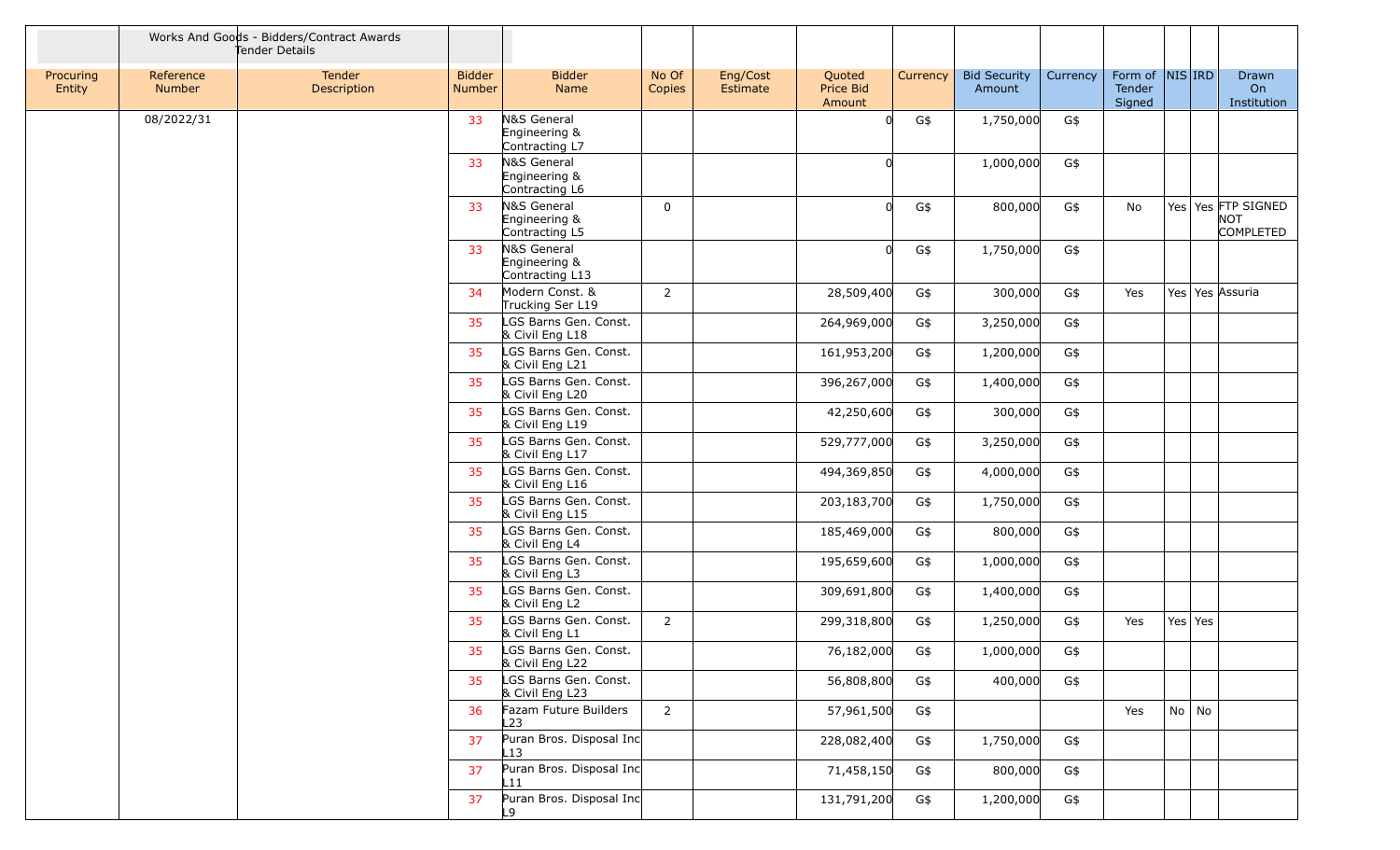| | Works And Goods - Bidders/Contract Awards Tender Details | | | | | | | | | | | | | |
|---|---|---|---|---|---|---|---|---|---|---|---|---|---|---|
| Procuring Entity | Reference Number | Tender Description | Bidder Number | Bidder Name | No Of Copies | Eng/Cost Estimate | Quoted Price Bid Amount | Currency | Bid Security Amount | Currency | Form of Tender Signed | NIS | IRD | Drawn On Institution |
| | 08/2022/31 | | 33 | N&S General Engineering & Contracting L7 | | | 0 | G$ | 1,750,000 | G$ | | | | |
| | | | 33 | N&S General Engineering & Contracting L6 | | | 0 | | 1,000,000 | G$ | | | | |
| | | | 33 | N&S General Engineering & Contracting L5 | 0 | | 0 | G$ | 800,000 | G$ | No | Yes | Yes | FTP SIGNED NOT COMPLETED |
| | | | 33 | N&S General Engineering & Contracting L13 | | | 0 | G$ | 1,750,000 | G$ | | | | |
| | | | 34 | Modern Const. & Trucking Ser L19 | 2 | | 28,509,400 | G$ | 300,000 | G$ | Yes | Yes | Yes | Assuria |
| | | | 35 | LGS Barns Gen. Const. & Civil Eng L18 | | | 264,969,000 | G$ | 3,250,000 | G$ | | | | |
| | | | 35 | LGS Barns Gen. Const. & Civil Eng L21 | | | 161,953,200 | G$ | 1,200,000 | G$ | | | | |
| | | | 35 | LGS Barns Gen. Const. & Civil Eng L20 | | | 396,267,000 | G$ | 1,400,000 | G$ | | | | |
| | | | 35 | LGS Barns Gen. Const. & Civil Eng L19 | | | 42,250,600 | G$ | 300,000 | G$ | | | | |
| | | | 35 | LGS Barns Gen. Const. & Civil Eng L17 | | | 529,777,000 | G$ | 3,250,000 | G$ | | | | |
| | | | 35 | LGS Barns Gen. Const. & Civil Eng L16 | | | 494,369,850 | G$ | 4,000,000 | G$ | | | | |
| | | | 35 | LGS Barns Gen. Const. & Civil Eng L15 | | | 203,183,700 | G$ | 1,750,000 | G$ | | | | |
| | | | 35 | LGS Barns Gen. Const. & Civil Eng L4 | | | 185,469,000 | G$ | 800,000 | G$ | | | | |
| | | | 35 | LGS Barns Gen. Const. & Civil Eng L3 | | | 195,659,600 | G$ | 1,000,000 | G$ | | | | |
| | | | 35 | LGS Barns Gen. Const. & Civil Eng L2 | | | 309,691,800 | G$ | 1,400,000 | G$ | | | | |
| | | | 35 | LGS Barns Gen. Const. & Civil Eng L1 | 2 | | 299,318,800 | G$ | 1,250,000 | G$ | Yes | Yes | Yes | |
| | | | 35 | LGS Barns Gen. Const. & Civil Eng L22 | | | 76,182,000 | G$ | 1,000,000 | G$ | | | | |
| | | | 35 | LGS Barns Gen. Const. & Civil Eng L23 | | | 56,808,800 | G$ | 400,000 | G$ | | | | |
| | | | 36 | Fazam Future Builders L23 | 2 | | 57,961,500 | G$ | | | Yes | No | No | |
| | | | 37 | Puran Bros. Disposal Inc L13 | | | 228,082,400 | G$ | 1,750,000 | G$ | | | | |
| | | | 37 | Puran Bros. Disposal Inc L11 | | | 71,458,150 | G$ | 800,000 | G$ | | | | |
| | | | 37 | Puran Bros. Disposal Inc L9 | | | 131,791,200 | G$ | 1,200,000 | G$ | | | | |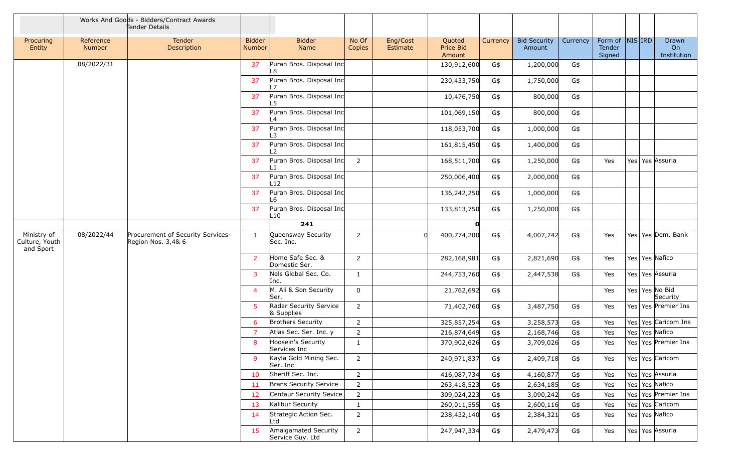| | Works And Goods - Bidders/Contract Awards Tender Details | | | | | | | | | | | | | |
|---|---|---|---|---|---|---|---|---|---|---|---|---|---|---|
| Procuring Entity | Reference Number | Tender Description | Bidder Number | Bidder Name | No Of Copies | Eng/Cost Estimate | Quoted Price Bid Amount | Currency | Bid Security Amount | Currency | Form of Tender Signed | NIS | IRD | Drawn On Institution |
| | 08/2022/31 | | 37 | Puran Bros. Disposal Inc L8 | | | 130,912,600 | G$ | 1,200,000 | G$ | | | | |
| | | | 37 | Puran Bros. Disposal Inc L7 | | | 230,433,750 | G$ | 1,750,000 | G$ | | | | |
| | | | 37 | Puran Bros. Disposal Inc L5 | | | 10,476,750 | G$ | 800,000 | G$ | | | | |
| | | | 37 | Puran Bros. Disposal Inc L4 | | | 101,069,150 | G$ | 800,000 | G$ | | | | |
| | | | 37 | Puran Bros. Disposal Inc L3 | | | 118,053,700 | G$ | 1,000,000 | G$ | | | | |
| | | | 37 | Puran Bros. Disposal Inc L2 | | | 161,815,450 | G$ | 1,400,000 | G$ | | | | |
| | | | 37 | Puran Bros. Disposal Inc L1 | 2 | | 168,511,700 | G$ | 1,250,000 | G$ | Yes | Yes | Yes | Assuria |
| | | | 37 | Puran Bros. Disposal Inc L12 | | | 250,006,400 | G$ | 2,000,000 | G$ | | | | |
| | | | 37 | Puran Bros. Disposal Inc L6 | | | 136,242,250 | G$ | 1,000,000 | G$ | | | | |
| | | | 37 | Puran Bros. Disposal Inc L10 | | | 133,813,750 | G$ | 1,250,000 | G$ | | | | |
| | | | | **241** | | | **0** | | | | | | | |
| Ministry of Culture, Youth and Sport | 08/2022/44 | Procurement of Security Services- Region Nos. 3,4& 6 | 1 | Queensway Security Sec. Inc. | 2 | 0 | 400,774,200 | G$ | 4,007,742 | G$ | Yes | Yes | Yes | Dem. Bank |
| | | | 2 | Home Safe Sec. & Domestic Ser. | 2 | | 282,168,981 | G$ | 2,821,690 | G$ | Yes | Yes | Yes | Nafico |
| | | | 3 | Nels Global Sec. Co. Inc. | 1 | | 244,753,760 | G$ | 2,447,538 | G$ | Yes | Yes | Yes | Assuria |
| | | | 4 | M. Ali & Son Security Ser. | 0 | | 21,762,692 | G$ | | | Yes | Yes | Yes | No Bid Security |
| | | | 5 | Radar Security Service & Supplies | 2 | | 71,402,760 | G$ | 3,487,750 | G$ | Yes | Yes | Yes | Premier Ins |
| | | | 6 | Brothers Security | 2 | | 325,857,254 | G$ | 3,258,573 | G$ | Yes | Yes | Yes | Caricom Ins |
| | | | 7 | Atlas Sec. Ser. Inc. y | 2 | | 216,874,649 | G$ | 2,168,746 | G$ | Yes | Yes | Yes | Nafico |
| | | | 8 | Hoosein's Security Services Inc | 1 | | 370,902,626 | G$ | 3,709,026 | G$ | Yes | Yes | Yes | Premier Ins |
| | | | 9 | Kayla Gold Mining Sec. Ser. Inc | 2 | | 240,971,837 | G$ | 2,409,718 | G$ | Yes | Yes | Yes | Caricom |
| | | | 10 | Sheriff Sec. Inc. | 2 | | 416,087,734 | G$ | 4,160,877 | G$ | Yes | Yes | Yes | Assuria |
| | | | 11 | Brans Security Service | 2 | | 263,418,523 | G$ | 2,634,185 | G$ | Yes | Yes | Yes | Nafico |
| | | | 12 | Centaur Security Sevice | 2 | | 309,024,223 | G$ | 3,090,242 | G$ | Yes | Yes | Yes | Premier Ins |
| | | | 13 | Kalibur Security | 1 | | 260,011,555 | G$ | 2,600,116 | G$ | Yes | Yes | Yes | Caricom |
| | | | 14 | Strategic Action Sec. Ltd | 2 | | 238,432,140 | G$ | 2,384,321 | G$ | Yes | Yes | Yes | Nafico |
| | | | 15 | Amalgamated Security Service Guy. Ltd | 2 | | 247,947,334 | G$ | 2,479,473 | G$ | Yes | Yes | Yes | Assuria |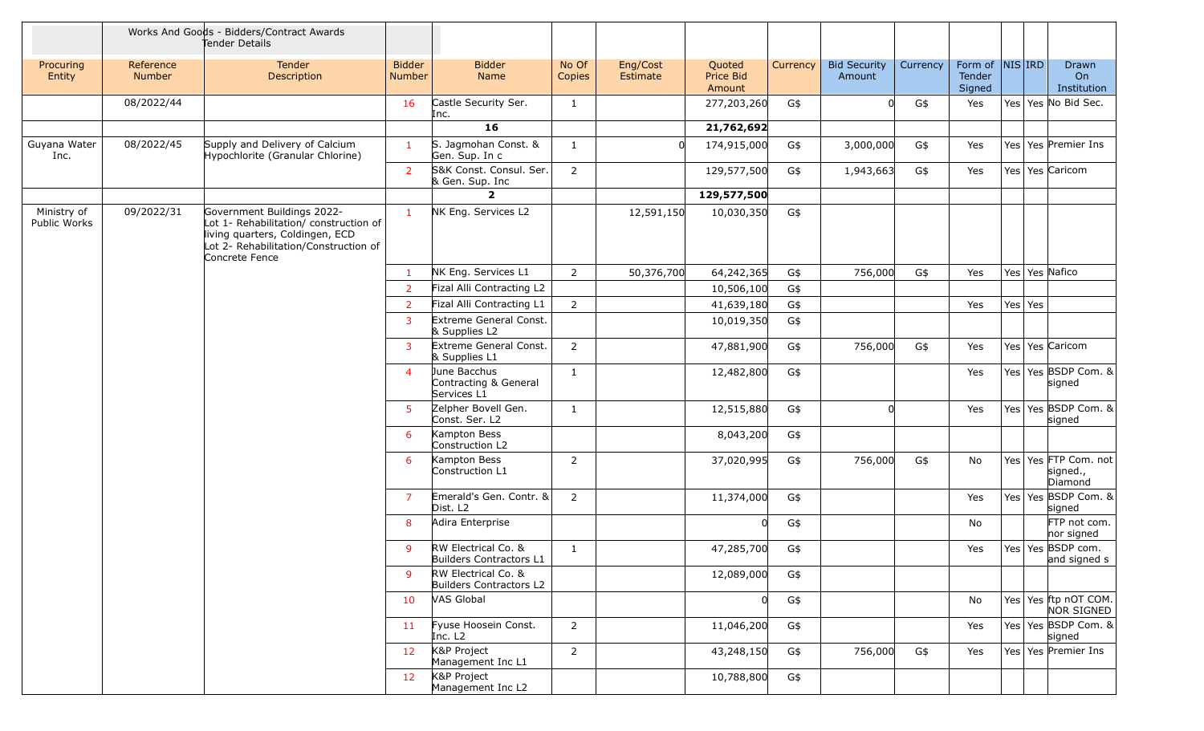| Procuring Entity | Reference Number | Works And Goods - Bidders/Contract Awards Tender Details<br>Tender Description | Bidder Number | Bidder Name | No Of Copies | Eng/Cost Estimate | Quoted Price Bid Amount | Currency | Bid Security Amount | Currency | Form of Tender Signed | NIS | IRD | Drawn On Institution |
|---|---|---|---|---|---|---|---|---|---|---|---|---|---|---|
| | 08/2022/44 | | 16 | Castle Security Ser. Inc. | 1 | | 277,203,260 | G$ | 0 | G$ | Yes | Yes | Yes | No Bid Sec. |
| | | | | **16** | | | **21,762,692** | | | | | | | |
| Guyana Water Inc. | 08/2022/45 | Supply and Delivery of Calcium Hypochlorite (Granular Chlorine) | 1 | S. Jagmohan Const. & Gen. Sup. In c | 1 | 0 | 174,915,000 | G$ | 3,000,000 | G$ | Yes | Yes | Yes | Premier Ins |
| | | | 2 | S&K Const. Consul. Ser. & Gen. Sup. Inc | 2 | | 129,577,500 | G$ | 1,943,663 | G$ | Yes | Yes | Yes | Caricom |
| | | | | **2** | | | **129,577,500** | | | | | | | |
| Ministry of Public Works | 09/2022/31 | Government Buildings 2022- Lot 1- Rehabilitation/ construction of living quarters, Coldingen, ECD Lot 2- Rehabilitation/Construction of Concrete Fence | 1 | NK Eng. Services L2 | | 12,591,150 | 10,030,350 | G$ | | | | | | |
| | | | 1 | NK Eng. Services L1 | 2 | 50,376,700 | 64,242,365 | G$ | 756,000 | G$ | Yes | Yes | Yes | Nafico |
| | | | 2 | Fizal Alli Contracting L2 | | | 10,506,100 | G$ | | | | | | |
| | | | 2 | Fizal Alli Contracting L1 | 2 | | 41,639,180 | G$ | | | Yes | Yes | Yes | |
| | | | 3 | Extreme General Const. & Supplies L2 | | | 10,019,350 | G$ | | | | | | |
| | | | 3 | Extreme General Const. & Supplies L1 | 2 | | 47,881,900 | G$ | 756,000 | G$ | Yes | Yes | Yes | Caricom |
| | | | 4 | June Bacchus Contracting & General Services L1 | 1 | | 12,482,800 | G$ | | | Yes | Yes | Yes | BSDP Com. & signed |
| | | | 5 | Zelpher Bovell Gen. Const. Ser. L2 | 1 | | 12,515,880 | G$ | 0 | | Yes | Yes | Yes | BSDP Com. & signed |
| | | | 6 | Kampton Bess Construction L2 | | | 8,043,200 | G$ | | | | | | |
| | | | 6 | Kampton Bess Construction L1 | 2 | | 37,020,995 | G$ | 756,000 | G$ | No | Yes | Yes | FTP Com. not signed., Diamond |
| | | | 7 | Emerald's Gen. Contr. & Dist. L2 | 2 | | 11,374,000 | G$ | | | Yes | Yes | Yes | BSDP Com. & signed |
| | | | 8 | Adira Enterprise | | | 0 | G$ | | | No | | | FTP not com. nor signed |
| | | | 9 | RW Electrical Co. & Builders Contractors L1 | 1 | | 47,285,700 | G$ | | | Yes | Yes | Yes | BSDP com. and signed s |
| | | | 9 | RW Electrical Co. & Builders Contractors L2 | | | 12,089,000 | G$ | | | | | | |
| | | | 10 | VAS Global | | | 0 | G$ | | | No | Yes | Yes | ftp nOT COM. NOR SIGNED |
| | | | 11 | Fyuse Hoosein Const. Inc. L2 | 2 | | 11,046,200 | G$ | | | Yes | Yes | Yes | BSDP Com. & signed |
| | | | 12 | K&P Project Management Inc L1 | 2 | | 43,248,150 | G$ | 756,000 | G$ | Yes | Yes | Yes | Premier Ins |
| | | | 12 | K&P Project Management Inc L2 | | | 10,788,800 | G$ | | | | | | |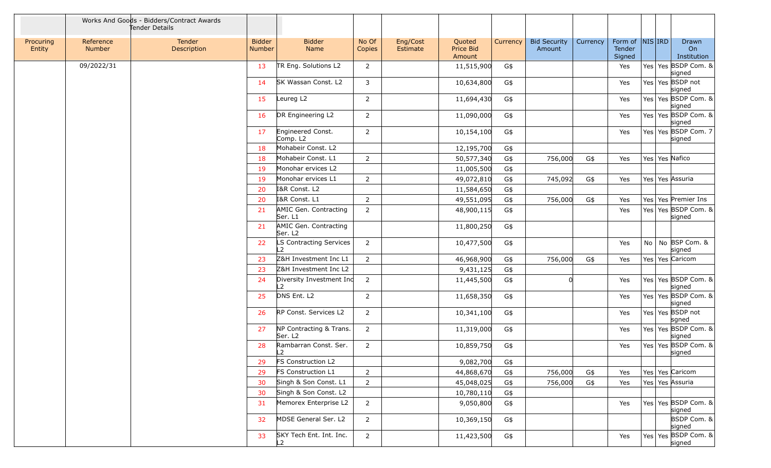Works And Goods - Bidders/Contract Awards
Tender Details

| Procuring Entity | Reference Number | Tender Description | Bidder Number | Bidder Name | No Of Copies | Eng/Cost Estimate | Quoted Price Bid Amount | Currency | Bid Security Amount | Currency | Form of Tender Signed | NIS | IRD | Drawn On Institution |
|---|---|---|---|---|---|---|---|---|---|---|---|---|---|---|
| | 09/2022/31 | | 13 | TR Eng. Solutions L2 | 2 | | 11,515,900 | G$ | | | Yes | Yes | Yes | BSDP Com. & signed |
| | | | 14 | SK Wassan Const. L2 | 3 | | 10,634,800 | G$ | | | Yes | Yes | Yes | BSDP not signed |
| | | | 15 | Leureg L2 | 2 | | 11,694,430 | G$ | | | Yes | Yes | Yes | BSDP Com. & signed |
| | | | 16 | DR Engineering L2 | 2 | | 11,090,000 | G$ | | | Yes | Yes | Yes | BSDP Com. & signed |
| | | | 17 | Engineered Const. Comp. L2 | 2 | | 10,154,100 | G$ | | | Yes | Yes | Yes | BSDP Com. 7 signed |
| | | | 18 | Mohabeir Const. L2 | | | 12,195,700 | G$ | | | | | | |
| | | | 18 | Mohabeir Const. L1 | 2 | | 50,577,340 | G$ | 756,000 | G$ | Yes | Yes | Yes | Nafico |
| | | | 19 | Monohar ervices L2 | | | 11,005,500 | G$ | | | | | | |
| | | | 19 | Monohar ervices L1 | 2 | | 49,072,810 | G$ | 745,092 | G$ | Yes | Yes | Yes | Assuria |
| | | | 20 | I&R Const. L2 | | | 11,584,650 | G$ | | | | | | |
| | | | 20 | I&R Const. L1 | 2 | | 49,551,095 | G$ | 756,000 | G$ | Yes | Yes | Yes | Premier Ins |
| | | | 21 | AMIC Gen. Contracting Ser. L1 | 2 | | 48,900,115 | G$ | | | Yes | Yes | Yes | BSDP Com. & signed |
| | | | 21 | AMIC Gen. Contracting Ser. L2 | | | 11,800,250 | G$ | | | | | | |
| | | | 22 | LS Contracting Services L2 | 2 | | 10,477,500 | G$ | | | Yes | No | No | BSP Com. & signed |
| | | | 23 | Z&H Investment Inc L1 | 2 | | 46,968,900 | G$ | 756,000 | G$ | Yes | Yes | Yes | Caricom |
| | | | 23 | Z&H Investment Inc L2 | | | 9,431,125 | G$ | | | | | | |
| | | | 24 | Diversity Investment Inc L2 | 2 | | 11,445,500 | G$ | 0 | | Yes | Yes | Yes | BSDP Com. & signed |
| | | | 25 | DNS Ent. L2 | 2 | | 11,658,350 | G$ | | | Yes | Yes | Yes | BSDP Com. & signed |
| | | | 26 | RP Const. Services L2 | 2 | | 10,341,100 | G$ | | | Yes | Yes | Yes | BSDP not sgned |
| | | | 27 | NP Contracting & Trans. Ser. L2 | 2 | | 11,319,000 | G$ | | | Yes | Yes | Yes | BSDP Com. & signed |
| | | | 28 | Rambarran Const. Ser. L2 | 2 | | 10,859,750 | G$ | | | Yes | Yes | Yes | BSDP Com. & signed |
| | | | 29 | FS Construction L2 | | | 9,082,700 | G$ | | | | | | |
| | | | 29 | FS Construction L1 | 2 | | 44,868,670 | G$ | 756,000 | G$ | Yes | Yes | Yes | Caricom |
| | | | 30 | Singh & Son Const. L1 | 2 | | 45,048,025 | G$ | 756,000 | G$ | Yes | Yes | Yes | Assuria |
| | | | 30 | Singh & Son Const. L2 | | | 10,780,110 | G$ | | | | | | |
| | | | 31 | Memorex Enterprise L2 | 2 | | 9,050,800 | G$ | | | Yes | Yes | Yes | BSDP Com. & signed |
| | | | 32 | MDSE General Ser. L2 | 2 | | 10,369,150 | G$ | | | | | | BSDP Com. & signed |
| | | | 33 | SKY Tech Ent. Int. Inc. L2 | 2 | | 11,423,500 | G$ | | | Yes | Yes | Yes | BSDP Com. & signed |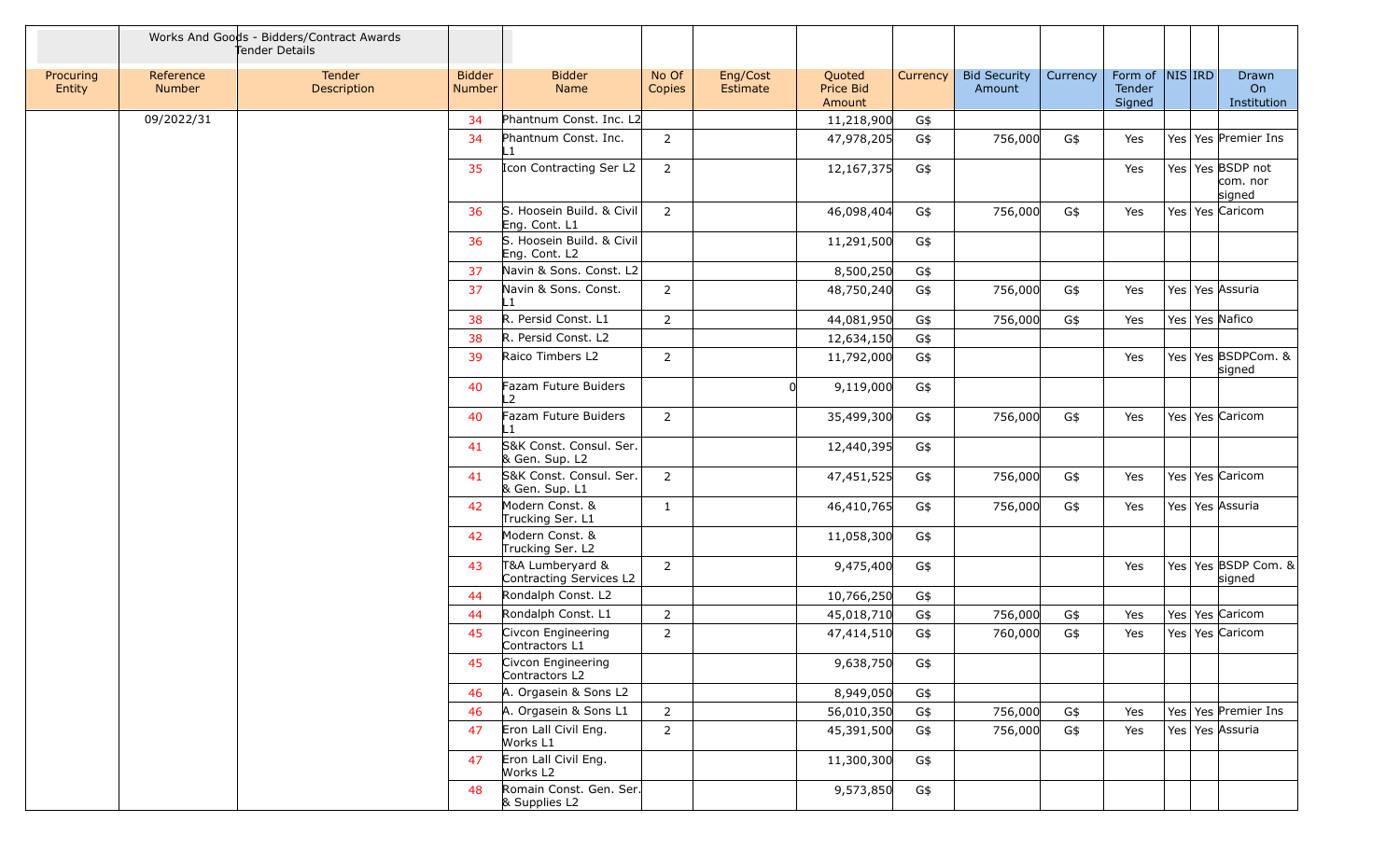| | Works And Goods - Bidders/Contract Awards Tender Details | | | | | | | | | | | | | |
|---|---|---|---|---|---|---|---|---|---|---|---|---|---|---|
| Procuring Entity | Reference Number | Tender Description | Bidder Number | Bidder Name | No Of Copies | Eng/Cost Estimate | Quoted Price Bid Amount | Currency | Bid Security Amount | Currency | Form of Tender Signed | NIS | IRD | Drawn On Institution |
| | 09/2022/31 | | 34 | Phantnum Const. Inc. L2 | | | 11,218,900 | G$ | | | | | | |
| | | | 34 | Phantnum Const. Inc. L1 | 2 | | 47,978,205 | G$ | 756,000 | G$ | Yes | Yes | Yes | Premier Ins |
| | | | 35 | Icon Contracting Ser L2 | 2 | | 12,167,375 | G$ | | | Yes | Yes | Yes | BSDP not com. nor signed |
| | | | 36 | S. Hoosein Build. & Civil Eng. Cont. L1 | 2 | | 46,098,404 | G$ | 756,000 | G$ | Yes | Yes | Yes | Caricom |
| | | | 36 | S. Hoosein Build. & Civil Eng. Cont. L2 | | | 11,291,500 | G$ | | | | | | |
| | | | 37 | Navin & Sons. Const. L2 | | | 8,500,250 | G$ | | | | | | |
| | | | 37 | Navin & Sons. Const. L1 | 2 | | 48,750,240 | G$ | 756,000 | G$ | Yes | Yes | Yes | Assuria |
| | | | 38 | R. Persid Const. L1 | 2 | | 44,081,950 | G$ | 756,000 | G$ | Yes | Yes | Yes | Nafico |
| | | | 38 | R. Persid Const. L2 | | | 12,634,150 | G$ | | | | | | |
| | | | 39 | Raico Timbers L2 | 2 | | 11,792,000 | G$ | | | Yes | Yes | Yes | BSDPCom. & signed |
| | | | 40 | Fazam Future Buiders L2 | | 0 | 9,119,000 | G$ | | | | | | |
| | | | 40 | Fazam Future Buiders L1 | 2 | | 35,499,300 | G$ | 756,000 | G$ | Yes | Yes | Yes | Caricom |
| | | | 41 | S&K Const. Consul. Ser. & Gen. Sup. L2 | | | 12,440,395 | G$ | | | | | | |
| | | | 41 | S&K Const. Consul. Ser. & Gen. Sup. L1 | 2 | | 47,451,525 | G$ | 756,000 | G$ | Yes | Yes | Yes | Caricom |
| | | | 42 | Modern Const. & Trucking Ser. L1 | 1 | | 46,410,765 | G$ | 756,000 | G$ | Yes | Yes | Yes | Assuria |
| | | | 42 | Modern Const. & Trucking Ser. L2 | | | 11,058,300 | G$ | | | | | | |
| | | | 43 | T&A Lumberyard & Contracting Services L2 | 2 | | 9,475,400 | G$ | | | Yes | Yes | Yes | BSDP Com. & signed |
| | | | 44 | Rondalph Const. L2 | | | 10,766,250 | G$ | | | | | | |
| | | | 44 | Rondalph Const. L1 | 2 | | 45,018,710 | G$ | 756,000 | G$ | Yes | Yes | Yes | Caricom |
| | | | 45 | Civcon Engineering Contractors L1 | 2 | | 47,414,510 | G$ | 760,000 | G$ | Yes | Yes | Yes | Caricom |
| | | | 45 | Civcon Engineering Contractors L2 | | | 9,638,750 | G$ | | | | | | |
| | | | 46 | A. Orgasein & Sons L2 | | | 8,949,050 | G$ | | | | | | |
| | | | 46 | A. Orgasein & Sons L1 | 2 | | 56,010,350 | G$ | 756,000 | G$ | Yes | Yes | Yes | Premier Ins |
| | | | 47 | Eron Lall Civil Eng. Works L1 | 2 | | 45,391,500 | G$ | 756,000 | G$ | Yes | Yes | Yes | Assuria |
| | | | 47 | Eron Lall Civil Eng. Works L2 | | | 11,300,300 | G$ | | | | | | |
| | | | 48 | Romain Const. Gen. Ser. & Supplies L2 | | | 9,573,850 | G$ | | | | | | |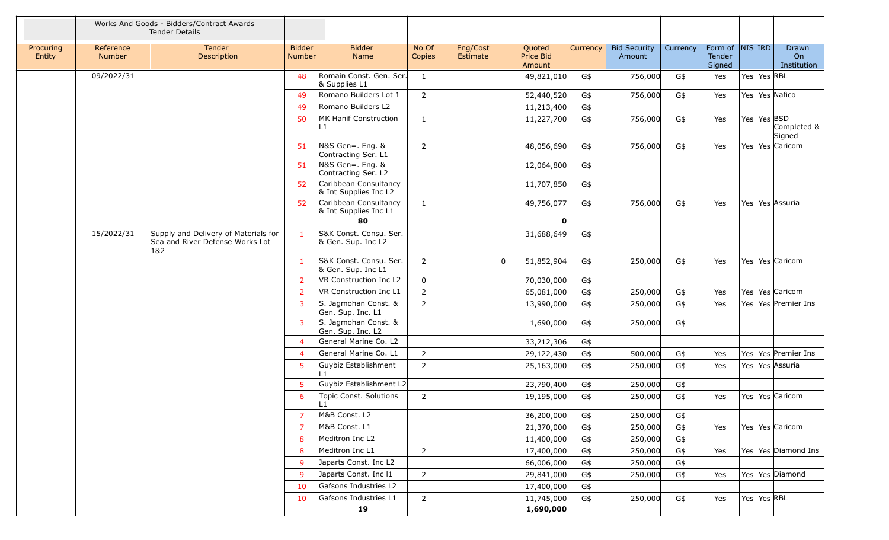| | Works And Goods - Bidders/Contract Awards Tender Details | | | | | | | | | | | | | | |
|---|---|---|---|---|---|---|---|---|---|---|---|---|---|---|---|
| Procuring Entity | Reference Number | Tender Description | Bidder Number | Bidder Name | No Of Copies | Eng/Cost Estimate | Quoted Price Bid Amount | Currency | Bid Security Amount | Currency | Form of Tender Signed | NIS | IRD | Drawn On Institution |
| | 09/2022/31 | | 48 | Romain Const. Gen. Ser. & Supplies L1 | 1 | | 49,821,010 | G$ | 756,000 | G$ | Yes | Yes | Yes | RBL |
| | | | 49 | Romano Builders Lot 1 | 2 | | 52,440,520 | G$ | 756,000 | G$ | Yes | Yes | Yes | Nafico |
| | | | 49 | Romano Builders L2 | | | 11,213,400 | G$ | | | | | | |
| | | | 50 | MK Hanif Construction L1 | 1 | | 11,227,700 | G$ | 756,000 | G$ | Yes | Yes | Yes | BSD Completed & Signed |
| | | | 51 | N&S Gen=. Eng. & Contracting Ser. L1 | 2 | | 48,056,690 | G$ | 756,000 | G$ | Yes | Yes | Yes | Caricom |
| | | | 51 | N&S Gen=. Eng. & Contracting Ser. L2 | | | 12,064,800 | G$ | | | | | | |
| | | | 52 | Caribbean Consultancy & Int Supplies Inc L2 | | | 11,707,850 | G$ | | | | | | |
| | | | 52 | Caribbean Consultancy & Int Supplies Inc L1 | 1 | | 49,756,077 | G$ | 756,000 | G$ | Yes | Yes | Yes | Assuria |
| | | | | **80** | | | **0** | | | | | | | |
| | 15/2022/31 | Supply and Delivery of Materials for Sea and River Defense Works Lot 1&2 | 1 | S&K Const. Consu. Ser. & Gen. Sup. Inc L2 | | | 31,688,649 | G$ | | | | | | |
| | | | 1 | S&K Const. Consu. Ser. & Gen. Sup. Inc L1 | 2 | 0 | 51,852,904 | G$ | 250,000 | G$ | Yes | Yes | Yes | Caricom |
| | | | 2 | VR Construction Inc L2 | 0 | | 70,030,000 | G$ | | | | | | |
| | | | 2 | VR Construction Inc L1 | 2 | | 65,081,000 | G$ | 250,000 | G$ | Yes | Yes | Yes | Caricom |
| | | | 3 | S. Jagmohan Const. & Gen. Sup. Inc. L1 | 2 | | 13,990,000 | G$ | 250,000 | G$ | Yes | Yes | Yes | Premier Ins |
| | | | 3 | S. Jagmohan Const. & Gen. Sup. Inc. L2 | | | 1,690,000 | G$ | 250,000 | G$ | | | | |
| | | | 4 | General Marine Co. L2 | | | 33,212,306 | G$ | | | | | | |
| | | | 4 | General Marine Co. L1 | 2 | | 29,122,430 | G$ | 500,000 | G$ | Yes | Yes | Yes | Premier Ins |
| | | | 5 | Guybiz Establishment L1 | 2 | | 25,163,000 | G$ | 250,000 | G$ | Yes | Yes | Yes | Assuria |
| | | | 5 | Guybiz Establishment L2 | | | 23,790,400 | G$ | 250,000 | G$ | | | | |
| | | | 6 | Topic Const. Solutions L1 | 2 | | 19,195,000 | G$ | 250,000 | G$ | Yes | Yes | Yes | Caricom |
| | | | 7 | M&B Const. L2 | | | 36,200,000 | G$ | 250,000 | G$ | | | | |
| | | | 7 | M&B Const. L1 | | | 21,370,000 | G$ | 250,000 | G$ | Yes | Yes | Yes | Caricom |
| | | | 8 | Meditron Inc L2 | | | 11,400,000 | G$ | 250,000 | G$ | | | | |
| | | | 8 | Meditron Inc L1 | 2 | | 17,400,000 | G$ | 250,000 | G$ | Yes | Yes | Yes | Diamond Ins |
| | | | 9 | Japarts Const. Inc L2 | | | 66,006,000 | G$ | 250,000 | G$ | | | | |
| | | | 9 | Japarts Const. Inc l1 | 2 | | 29,841,000 | G$ | 250,000 | G$ | Yes | Yes | Yes | Diamond |
| | | | 10 | Gafsons Industries L2 | | | 17,400,000 | G$ | | | | | | |
| | | | 10 | Gafsons Industries L1 | 2 | | 11,745,000 | G$ | 250,000 | G$ | Yes | Yes | Yes | RBL |
| | | | | **19** | | | **1,690,000** | | | | | | | |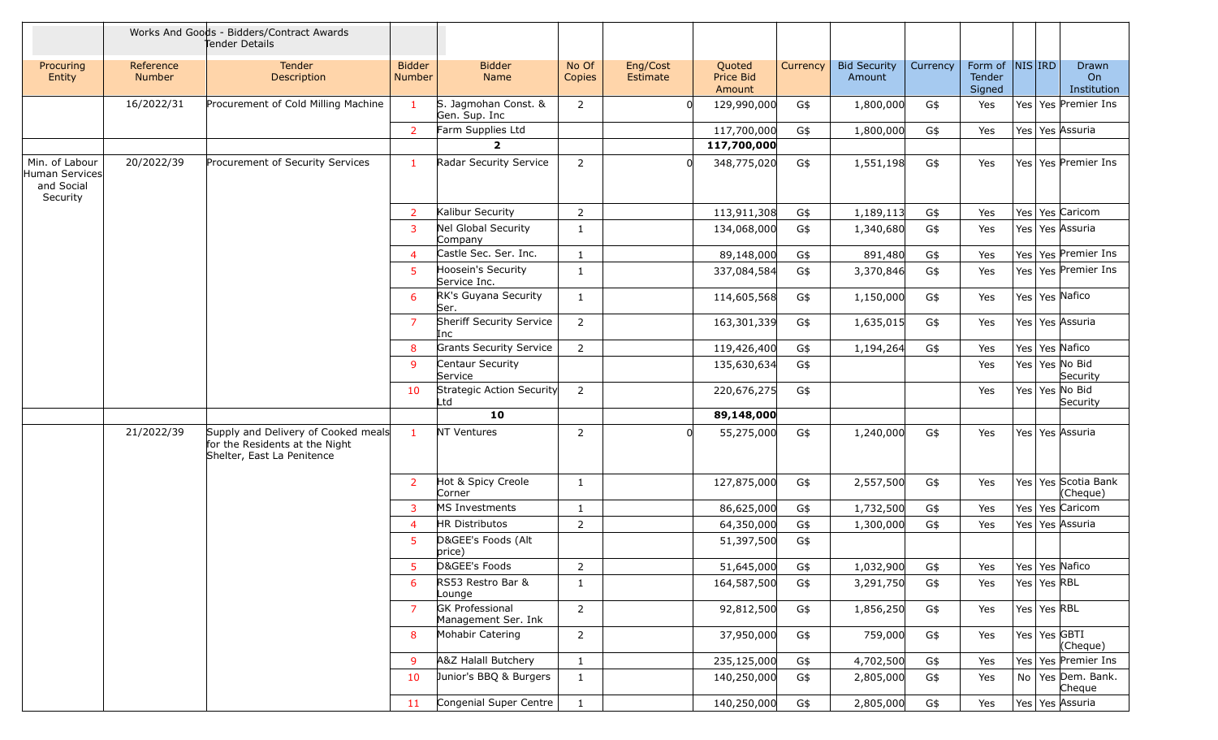| | | Works And Goods - Bidders/Contract Awards Tender Details | | | | | | | | | | | | |
|---|---|---|---|---|---|---|---|---|---|---|---|---|---|---|
| Procuring Entity | Reference Number | Tender Description | Bidder Number | Bidder Name | No Of Copies | Eng/Cost Estimate | Quoted Price Bid Amount | Currency | Bid Security Amount | Currency | Form of Tender Signed | NIS | IRD | Drawn On Institution |
| | 16/2022/31 | Procurement of Cold Milling Machine | 1 | S. Jagmohan Const. & Gen. Sup. Inc | 2 | 0 | 129,990,000 | G$ | 1,800,000 | G$ | Yes | Yes | Yes | Premier Ins |
| | | | 2 | Farm Supplies Ltd | | | 117,700,000 | G$ | 1,800,000 | G$ | Yes | Yes | Yes | Assuria |
| | | | | **2** | | | **117,700,000** | | | | | | | |
| Min. of Labour Human Services and Social Security | 20/2022/39 | Procurement of Security Services | 1 | Radar Security Service | 2 | 0 | 348,775,020 | G$ | 1,551,198 | G$ | Yes | Yes | Yes | Premier Ins |
| | | | 2 | Kalibur Security | 2 | | 113,911,308 | G$ | 1,189,113 | G$ | Yes | Yes | Yes | Caricom |
| | | | 3 | Nel Global Security Company | 1 | | 134,068,000 | G$ | 1,340,680 | G$ | Yes | Yes | Yes | Assuria |
| | | | 4 | Castle Sec. Ser. Inc. | 1 | | 89,148,000 | G$ | 891,480 | G$ | Yes | Yes | Yes | Premier Ins |
| | | | 5 | Hoosein's Security Service Inc. | 1 | | 337,084,584 | G$ | 3,370,846 | G$ | Yes | Yes | Yes | Premier Ins |
| | | | 6 | RK's Guyana Security Ser. | 1 | | 114,605,568 | G$ | 1,150,000 | G$ | Yes | Yes | Yes | Nafico |
| | | | 7 | Sheriff Security Service Inc | 2 | | 163,301,339 | G$ | 1,635,015 | G$ | Yes | Yes | Yes | Assuria |
| | | | 8 | Grants Security Service | 2 | | 119,426,400 | G$ | 1,194,264 | G$ | Yes | Yes | Yes | Nafico |
| | | | 9 | Centaur Security Service | | | 135,630,634 | G$ | | | Yes | Yes | Yes | No Bid Security |
| | | | 10 | Strategic Action Security Ltd | 2 | | 220,676,275 | G$ | | | Yes | Yes | Yes | No Bid Security |
| | | | | **10** | | | **89,148,000** | | | | | | | |
| | 21/2022/39 | Supply and Delivery of Cooked meals for the Residents at the Night Shelter, East La Penitence | 1 | NT Ventures | 2 | 0 | 55,275,000 | G$ | 1,240,000 | G$ | Yes | Yes | Yes | Assuria |
| | | | 2 | Hot & Spicy Creole Corner | 1 | | 127,875,000 | G$ | 2,557,500 | G$ | Yes | Yes | Yes | Scotia Bank (Cheque) |
| | | | 3 | MS Investments | 1 | | 86,625,000 | G$ | 1,732,500 | G$ | Yes | Yes | Yes | Caricom |
| | | | 4 | HR Distributos | 2 | | 64,350,000 | G$ | 1,300,000 | G$ | Yes | Yes | Yes | Assuria |
| | | | 5 | D&GEE's Foods (Alt price) | | | 51,397,500 | G$ | | | | | | |
| | | | 5 | D&GEE's Foods | 2 | | 51,645,000 | G$ | 1,032,900 | G$ | Yes | Yes | Yes | Nafico |
| | | | 6 | RS53 Restro Bar & Lounge | 1 | | 164,587,500 | G$ | 3,291,750 | G$ | Yes | Yes | Yes | RBL |
| | | | 7 | GK Professional Management Ser. Ink | 2 | | 92,812,500 | G$ | 1,856,250 | G$ | Yes | Yes | Yes | RBL |
| | | | 8 | Mohabir Catering | 2 | | 37,950,000 | G$ | 759,000 | G$ | Yes | Yes | Yes | GBTI (Cheque) |
| | | | 9 | A&Z Halall Butchery | 1 | | 235,125,000 | G$ | 4,702,500 | G$ | Yes | Yes | Yes | Premier Ins |
| | | | 10 | Junior's BBQ & Burgers | 1 | | 140,250,000 | G$ | 2,805,000 | G$ | Yes | No | Yes | Dem. Bank. Cheque |
| | | | 11 | Congenial Super Centre | 1 | | 140,250,000 | G$ | 2,805,000 | G$ | Yes | Yes | Yes | Assuria |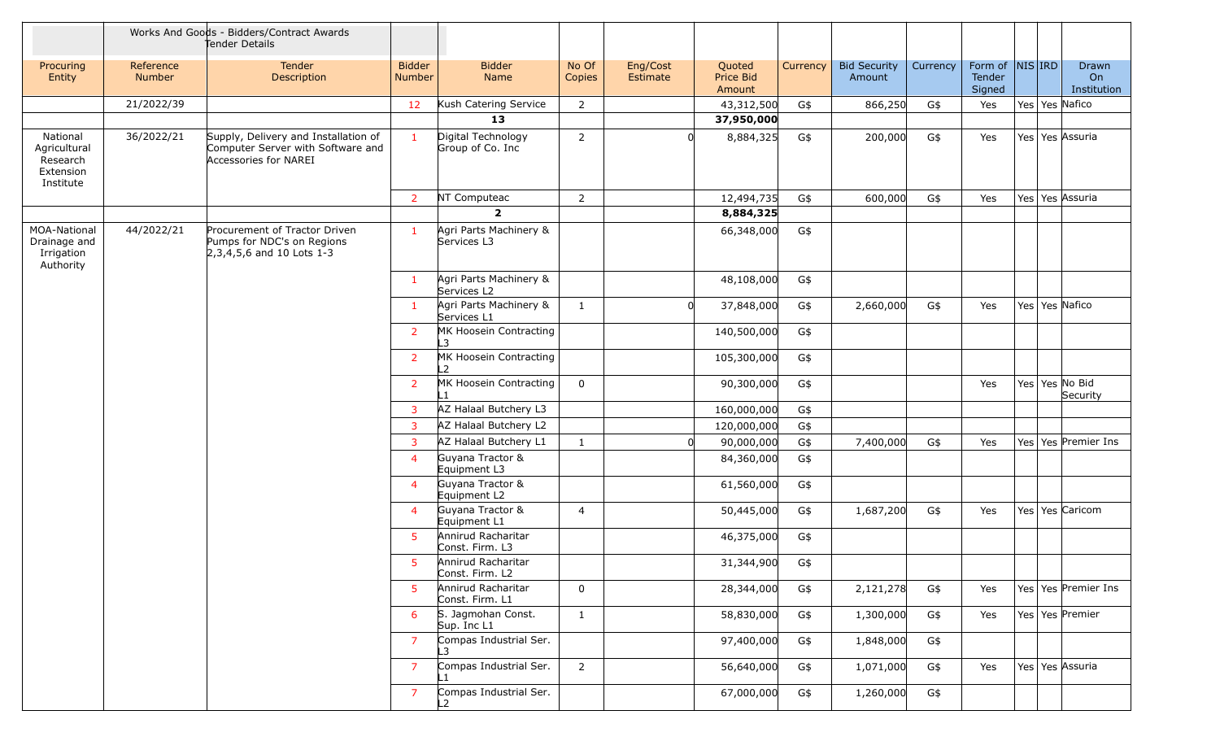| | | Works And Goods - Bidders/Contract Awards Tender Details | | | | | | | | | | | | |
|---|---|---|---|---|---|---|---|---|---|---|---|---|---|---|
| Procuring Entity | Reference Number | Tender Description | Bidder Number | Bidder Name | No Of Copies | Eng/Cost Estimate | Quoted Price Bid Amount | Currency | Bid Security Amount | Currency | Form of Tender Signed | NIS | IRD | Drawn On Institution |
| | 21/2022/39 | | 12 | Kush Catering Service | 2 | | 43,312,500 | G$ | 866,250 | G$ | Yes | Yes | Yes | Nafico |
| | | | | **13** | | | **37,950,000** | | | | | | | |
| National Agricultural Research Extension Institute | 36/2022/21 | Supply, Delivery and Installation of Computer Server with Software and Accessories for NAREI | 1 | Digital Technology Group of Co. Inc | 2 | 0 | 8,884,325 | G$ | 200,000 | G$ | Yes | Yes | Yes | Assuria |
| | | | 2 | NT Computeac | 2 | | 12,494,735 | G$ | 600,000 | G$ | Yes | Yes | Yes | Assuria |
| | | | | **2** | | | **8,884,325** | | | | | | | |
| MOA-National Drainage and Irrigation Authority | 44/2022/21 | Procurement of Tractor Driven Pumps for NDC's on Regions 2,3,4,5,6 and 10 Lots 1-3 | 1 | Agri Parts Machinery & Services L3 | | | 66,348,000 | G$ | | | | | | |
| | | | 1 | Agri Parts Machinery & Services L2 | | | 48,108,000 | G$ | | | | | | |
| | | | 1 | Agri Parts Machinery & Services L1 | 1 | 0 | 37,848,000 | G$ | 2,660,000 | G$ | Yes | Yes | Yes | Nafico |
| | | | 2 | MK Hoosein Contracting L3 | | | 140,500,000 | G$ | | | | | | |
| | | | 2 | MK Hoosein Contracting L2 | | | 105,300,000 | G$ | | | | | | |
| | | | 2 | MK Hoosein Contracting L1 | 0 | | 90,300,000 | G$ | | | Yes | Yes | Yes | No Bid Security |
| | | | 3 | AZ Halaal Butchery L3 | | | 160,000,000 | G$ | | | | | | |
| | | | 3 | AZ Halaal Butchery L2 | | | 120,000,000 | G$ | | | | | | |
| | | | 3 | AZ Halaal Butchery L1 | 1 | 0 | 90,000,000 | G$ | 7,400,000 | G$ | Yes | Yes | Yes | Premier Ins |
| | | | 4 | Guyana Tractor & Equipment L3 | | | 84,360,000 | G$ | | | | | | |
| | | | 4 | Guyana Tractor & Equipment L2 | | | 61,560,000 | G$ | | | | | | |
| | | | 4 | Guyana Tractor & Equipment L1 | 4 | | 50,445,000 | G$ | 1,687,200 | G$ | Yes | Yes | Yes | Caricom |
| | | | 5 | Annirud Racharitar Const. Firm. L3 | | | 46,375,000 | G$ | | | | | | |
| | | | 5 | Annirud Racharitar Const. Firm. L2 | | | 31,344,900 | G$ | | | | | | |
| | | | 5 | Annirud Racharitar Const. Firm. L1 | 0 | | 28,344,000 | G$ | 2,121,278 | G$ | Yes | Yes | Yes | Premier Ins |
| | | | 6 | S. Jagmohan Const. Sup. Inc L1 | 1 | | 58,830,000 | G$ | 1,300,000 | G$ | Yes | Yes | Yes | Premier |
| | | | 7 | Compas Industrial Ser. L3 | | | 97,400,000 | G$ | 1,848,000 | G$ | | | | |
| | | | 7 | Compas Industrial Ser. L1 | 2 | | 56,640,000 | G$ | 1,071,000 | G$ | Yes | Yes | Yes | Assuria |
| | | | 7 | Compas Industrial Ser. L2 | | | 67,000,000 | G$ | 1,260,000 | G$ | | | | |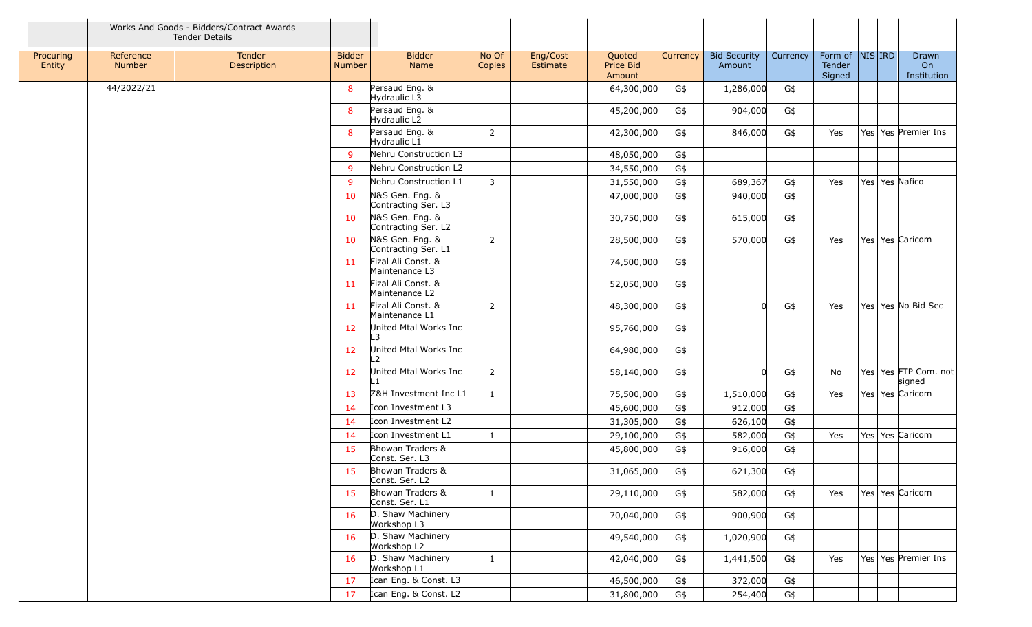| Procuring Entity | Reference Number | Works And Goods - Bidders/Contract Awards Tender Details Tender Description | Bidder Number | Bidder Name | No Of Copies | Eng/Cost Estimate | Quoted Price Bid Amount | Currency | Bid Security Amount | Currency | Form of Tender Signed | NIS | IRD | Drawn On Institution |
|---|---|---|---|---|---|---|---|---|---|---|---|---|---|---|
| | 44/2022/21 | | 8 | Persaud Eng. & Hydraulic L3 | | | 64,300,000 | G$ | 1,286,000 | G$ | | | | |
| | | | 8 | Persaud Eng. & Hydraulic L2 | | | 45,200,000 | G$ | 904,000 | G$ | | | | |
| | | | 8 | Persaud Eng. & Hydraulic L1 | 2 | | 42,300,000 | G$ | 846,000 | G$ | Yes | Yes | Yes | Premier Ins |
| | | | 9 | Nehru Construction L3 | | | 48,050,000 | G$ | | | | | | |
| | | | 9 | Nehru Construction L2 | | | 34,550,000 | G$ | | | | | | |
| | | | 9 | Nehru Construction L1 | 3 | | 31,550,000 | G$ | 689,367 | G$ | Yes | Yes | Yes | Nafico |
| | | | 10 | N&S Gen. Eng. & Contracting Ser. L3 | | | 47,000,000 | G$ | 940,000 | G$ | | | | |
| | | | 10 | N&S Gen. Eng. & Contracting Ser. L2 | | | 30,750,000 | G$ | 615,000 | G$ | | | | |
| | | | 10 | N&S Gen. Eng. & Contracting Ser. L1 | 2 | | 28,500,000 | G$ | 570,000 | G$ | Yes | Yes | Yes | Caricom |
| | | | 11 | Fizal Ali Const. & Maintenance L3 | | | 74,500,000 | G$ | | | | | | |
| | | | 11 | Fizal Ali Const. & Maintenance L2 | | | 52,050,000 | G$ | | | | | | |
| | | | 11 | Fizal Ali Const. & Maintenance L1 | 2 | | 48,300,000 | G$ | 0 | G$ | Yes | Yes | Yes | No Bid Sec |
| | | | 12 | United Mtal Works Inc L3 | | | 95,760,000 | G$ | | | | | | |
| | | | 12 | United Mtal Works Inc L2 | | | 64,980,000 | G$ | | | | | | |
| | | | 12 | United Mtal Works Inc L1 | 2 | | 58,140,000 | G$ | 0 | G$ | No | Yes | Yes | FTP Com. not signed |
| | | | 13 | Z&H Investment Inc L1 | 1 | | 75,500,000 | G$ | 1,510,000 | G$ | Yes | Yes | Yes | Caricom |
| | | | 14 | Icon Investment L3 | | | 45,600,000 | G$ | 912,000 | G$ | | | | |
| | | | 14 | Icon Investment L2 | | | 31,305,000 | G$ | 626,100 | G$ | | | | |
| | | | 14 | Icon Investment L1 | 1 | | 29,100,000 | G$ | 582,000 | G$ | Yes | Yes | Yes | Caricom |
| | | | 15 | Bhowan Traders & Const. Ser. L3 | | | 45,800,000 | G$ | 916,000 | G$ | | | | |
| | | | 15 | Bhowan Traders & Const. Ser. L2 | | | 31,065,000 | G$ | 621,300 | G$ | | | | |
| | | | 15 | Bhowan Traders & Const. Ser. L1 | 1 | | 29,110,000 | G$ | 582,000 | G$ | Yes | Yes | Yes | Caricom |
| | | | 16 | D. Shaw Machinery Workshop L3 | | | 70,040,000 | G$ | 900,900 | G$ | | | | |
| | | | 16 | D. Shaw Machinery Workshop L2 | | | 49,540,000 | G$ | 1,020,900 | G$ | | | | |
| | | | 16 | D. Shaw Machinery Workshop L1 | 1 | | 42,040,000 | G$ | 1,441,500 | G$ | Yes | Yes | Yes | Premier Ins |
| | | | 17 | Ican Eng. & Const. L3 | | | 46,500,000 | G$ | 372,000 | G$ | | | | |
| | | | 17 | Ican Eng. & Const. L2 | | | 31,800,000 | G$ | 254,400 | G$ | | | | |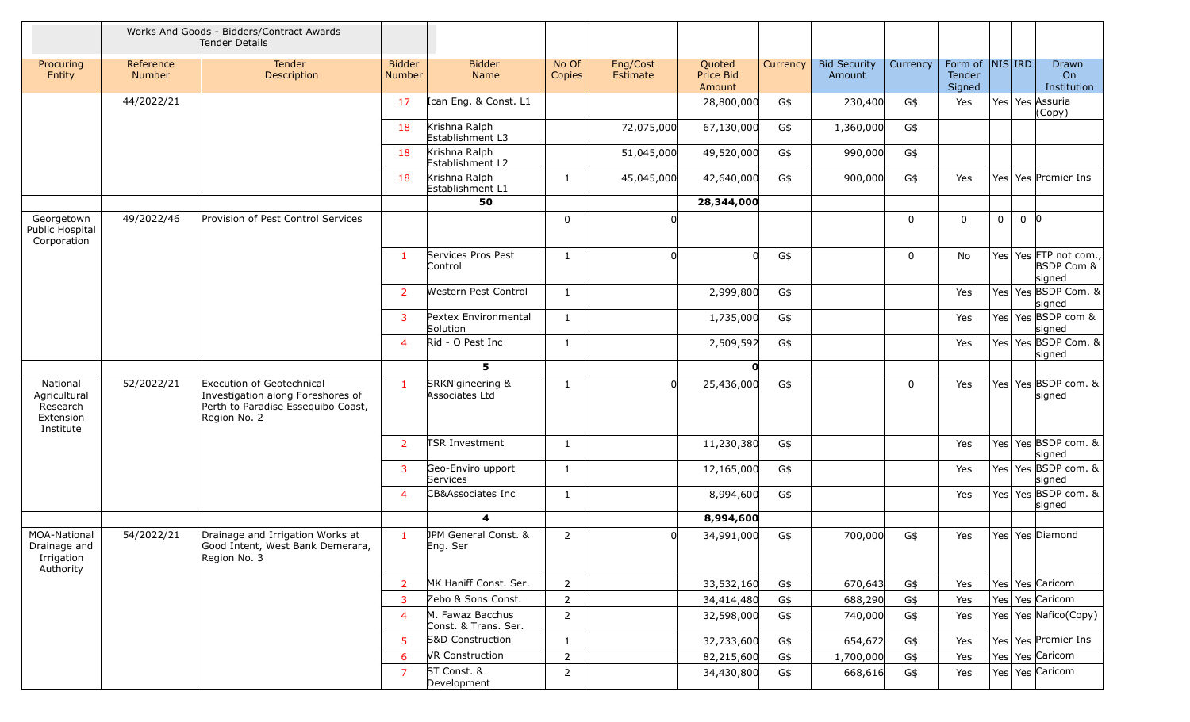| Procuring Entity | Reference Number | Tender Description | Bidder Number | Bidder Name | No Of Copies | Eng/Cost Estimate | Quoted Price Bid Amount | Currency | Bid Security Amount | Currency | Form of Tender Signed | NIS | IRD | Drawn On Institution |
|---|---|---|---|---|---|---|---|---|---|---|---|---|---|---|
| | | Works And Goods - Bidders/Contract Awards Tender Details | | | | | | | | | | | | |
| | 44/2022/21 | | 17 | Ican Eng. & Const. L1 | | | 28,800,000 | G$ | 230,400 | G$ | Yes | Yes | Yes | Assuria (Copy) |
| | | | 18 | Krishna Ralph Establishment L3 | | 72,075,000 | 67,130,000 | G$ | 1,360,000 | G$ | | | | |
| | | | 18 | Krishna Ralph Establishment L2 | | 51,045,000 | 49,520,000 | G$ | 990,000 | G$ | | | | |
| | | | 18 | Krishna Ralph Establishment L1 | 1 | 45,045,000 | 42,640,000 | G$ | 900,000 | G$ | Yes | Yes | Yes | Premier Ins |
| | | | | **50** | | | **28,344,000** | | | | | | | |
| Georgetown Public Hospital Corporation | 49/2022/46 | Provision of Pest Control Services | | | 0 | 0 | | | | 0 | 0 | 0 | 0 | 0 |
| | | | 1 | Services Pros Pest Control | 1 | 0 | 0 | G$ | | 0 | No | Yes | Yes | FTP not com., BSDP Com & signed |
| | | | 2 | Western Pest Control | 1 | | 2,999,800 | G$ | | | Yes | Yes | Yes | BSDP Com. & signed |
| | | | 3 | Pextex Environmental Solution | 1 | | 1,735,000 | G$ | | | Yes | Yes | Yes | BSDP com & signed |
| | | | 4 | Rid - O Pest Inc | 1 | | 2,509,592 | G$ | | | Yes | Yes | Yes | BSDP Com. & signed |
| | | | | **5** | | | **0** | | | | | | | |
| National Agricultural Research Extension Institute | 52/2022/21 | Execution of Geotechnical Investigation along Foreshores of Perth to Paradise Essequibo Coast, Region No. 2 | 1 | SRKN'gineering & Associates Ltd | 1 | 0 | 25,436,000 | G$ | | 0 | Yes | Yes | Yes | BSDP com. & signed |
| | | | 2 | TSR Investment | 1 | | 11,230,380 | G$ | | | Yes | Yes | Yes | BSDP com. & signed |
| | | | 3 | Geo-Enviro upport Services | 1 | | 12,165,000 | G$ | | | Yes | Yes | Yes | BSDP com. & signed |
| | | | 4 | CB&Associates Inc | 1 | | 8,994,600 | G$ | | | Yes | Yes | Yes | BSDP com. & signed |
| | | | | **4** | | | **8,994,600** | | | | | | | |
| MOA-National Drainage and Irrigation Authority | 54/2022/21 | Drainage and Irrigation Works at Good Intent, West Bank Demerara, Region No. 3 | 1 | JPM General Const. & Eng. Ser | 2 | 0 | 34,991,000 | G$ | 700,000 | G$ | Yes | Yes | Yes | Diamond |
| | | | 2 | MK Haniff Const. Ser. | 2 | | 33,532,160 | G$ | 670,643 | G$ | Yes | Yes | Yes | Caricom |
| | | | 3 | Zebo & Sons Const. | 2 | | 34,414,480 | G$ | 688,290 | G$ | Yes | Yes | Yes | Caricom |
| | | | 4 | M. Fawaz Bacchus Const. & Trans. Ser. | 2 | | 32,598,000 | G$ | 740,000 | G$ | Yes | Yes | Yes | Nafico(Copy) |
| | | | 5 | S&D Construction | 1 | | 32,733,600 | G$ | 654,672 | G$ | Yes | Yes | Yes | Premier Ins |
| | | | 6 | VR Construction | 2 | | 82,215,600 | G$ | 1,700,000 | G$ | Yes | Yes | Yes | Caricom |
| | | | 7 | ST Const. & Development | 2 | | 34,430,800 | G$ | 668,616 | G$ | Yes | Yes | Yes | Caricom |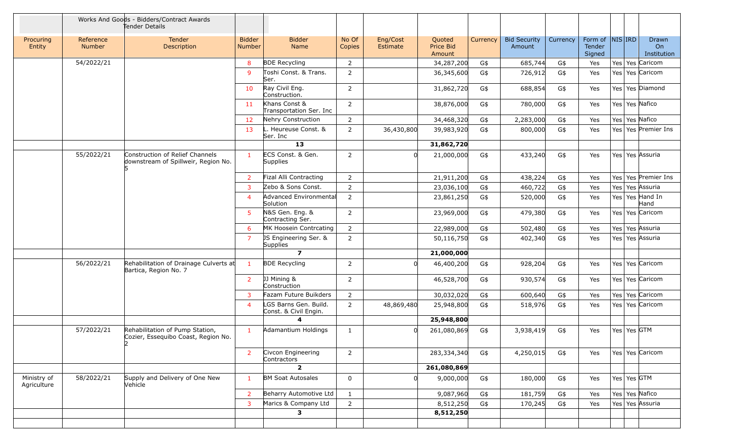| | | Works And Goods - Bidders/Contract Awards Tender Details | | | | | | | | | | | | |
|---|---|---|---|---|---|---|---|---|---|---|---|---|---|---|
| Procuring Entity | Reference Number | Tender Description | Bidder Number | Bidder Name | No Of Copies | Eng/Cost Estimate | Quoted Price Bid Amount | Currency | Bid Security Amount | Currency | Form of Tender Signed | NIS | IRD | Drawn On Institution |
| | 54/2022/21 | | 8 | BDE Recycling | 2 | | 34,287,200 | G$ | 685,744 | G$ | Yes | Yes | Yes | Caricom |
| | | | 9 | Toshi Const. & Trans. Ser. | 2 | | 36,345,600 | G$ | 726,912 | G$ | Yes | Yes | Yes | Caricom |
| | | | 10 | Ray Civil Eng. Construction. | 2 | | 31,862,720 | G$ | 688,854 | G$ | Yes | Yes | Yes | Diamond |
| | | | 11 | Khans Const & Transportation Ser. Inc | 2 | | 38,876,000 | G$ | 780,000 | G$ | Yes | Yes | Yes | Nafico |
| | | | 12 | Nehry Construction | 2 | | 34,468,320 | G$ | 2,283,000 | G$ | Yes | Yes | Yes | Nafico |
| | | | 13 | L. Heureuse Const. & Ser. Inc | 2 | 36,430,800 | 39,983,920 | G$ | 800,000 | G$ | Yes | Yes | Yes | Premier Ins |
| | | | | **13** | | | **31,862,720** | | | | | | | |
| | 55/2022/21 | Construction of Relief Channels downstream of Spillweir, Region No. 5 | 1 | ECS Const. & Gen. Supplies | 2 | 0 | 21,000,000 | G$ | 433,240 | G$ | Yes | Yes | Yes | Assuria |
| | | | 2 | Fizal Alli Contracting | 2 | | 21,911,200 | G$ | 438,224 | G$ | Yes | Yes | Yes | Premier Ins |
| | | | 3 | Zebo & Sons Const. | 2 | | 23,036,100 | G$ | 460,722 | G$ | Yes | Yes | Yes | Assuria |
| | | | 4 | Advanced Environmental Solution | 2 | | 23,861,250 | G$ | 520,000 | G$ | Yes | Yes | Yes | Hand In Hand |
| | | | 5 | N&S Gen. Eng. & Contracting Ser. | 2 | | 23,969,000 | G$ | 479,380 | G$ | Yes | Yes | Yes | Caricom |
| | | | 6 | MK Hoosein Contrcating | 2 | | 22,989,000 | G$ | 502,480 | G$ | Yes | Yes | Yes | Assuria |
| | | | 7 | JS Engineering Ser. & Supplies | 2 | | 50,116,750 | G$ | 402,340 | G$ | Yes | Yes | Yes | Assuria |
| | | | | **7** | | | **21,000,000** | | | | | | | |
| | 56/2022/21 | Rehabilitation of Drainage Culverts at Bartica, Region No. 7 | 1 | BDE Recycling | 2 | 0 | 46,400,200 | G$ | 928,204 | G$ | Yes | Yes | Yes | Caricom |
| | | | 2 | JJ Mining & Construction | 2 | | 46,528,700 | G$ | 930,574 | G$ | Yes | Yes | Yes | Caricom |
| | | | 3 | Fazam Future Buikders | 2 | | 30,032,020 | G$ | 600,640 | G$ | Yes | Yes | Yes | Caricom |
| | | | 4 | LGS Barns Gen. Build. Const. & Civil Engin. | 2 | 48,869,480 | 25,948,800 | G$ | 518,976 | G$ | Yes | Yes | Yes | Caricom |
| | | | | **4** | | | **25,948,800** | | | | | | | |
| | 57/2022/21 | Rehabilitation of Pump Station, Cozier, Essequibo Coast, Region No. 2 | 1 | Adamantium Holdings | 1 | 0 | 261,080,869 | G$ | 3,938,419 | G$ | Yes | Yes | Yes | GTM |
| | | | 2 | Civcon Engineering Contractors | 2 | | 283,334,340 | G$ | 4,250,015 | G$ | Yes | Yes | Yes | Caricom |
| | | | | **2** | | | **261,080,869** | | | | | | | |
| Ministry of Agriculture | 58/2022/21 | Supply and Delivery of One New Vehicle | 1 | BM Soat Autosales | 0 | 0 | 9,000,000 | G$ | 180,000 | G$ | Yes | Yes | Yes | GTM |
| | | | 2 | Beharry Automotive Ltd | 1 | | 9,087,960 | G$ | 181,759 | G$ | Yes | Yes | Yes | Nafico |
| | | | 3 | Marics & Company Ltd | 2 | | 8,512,250 | G$ | 170,245 | G$ | Yes | Yes | Yes | Assuria |
| | | | | **3** | | | **8,512,250** | | | | | | | |